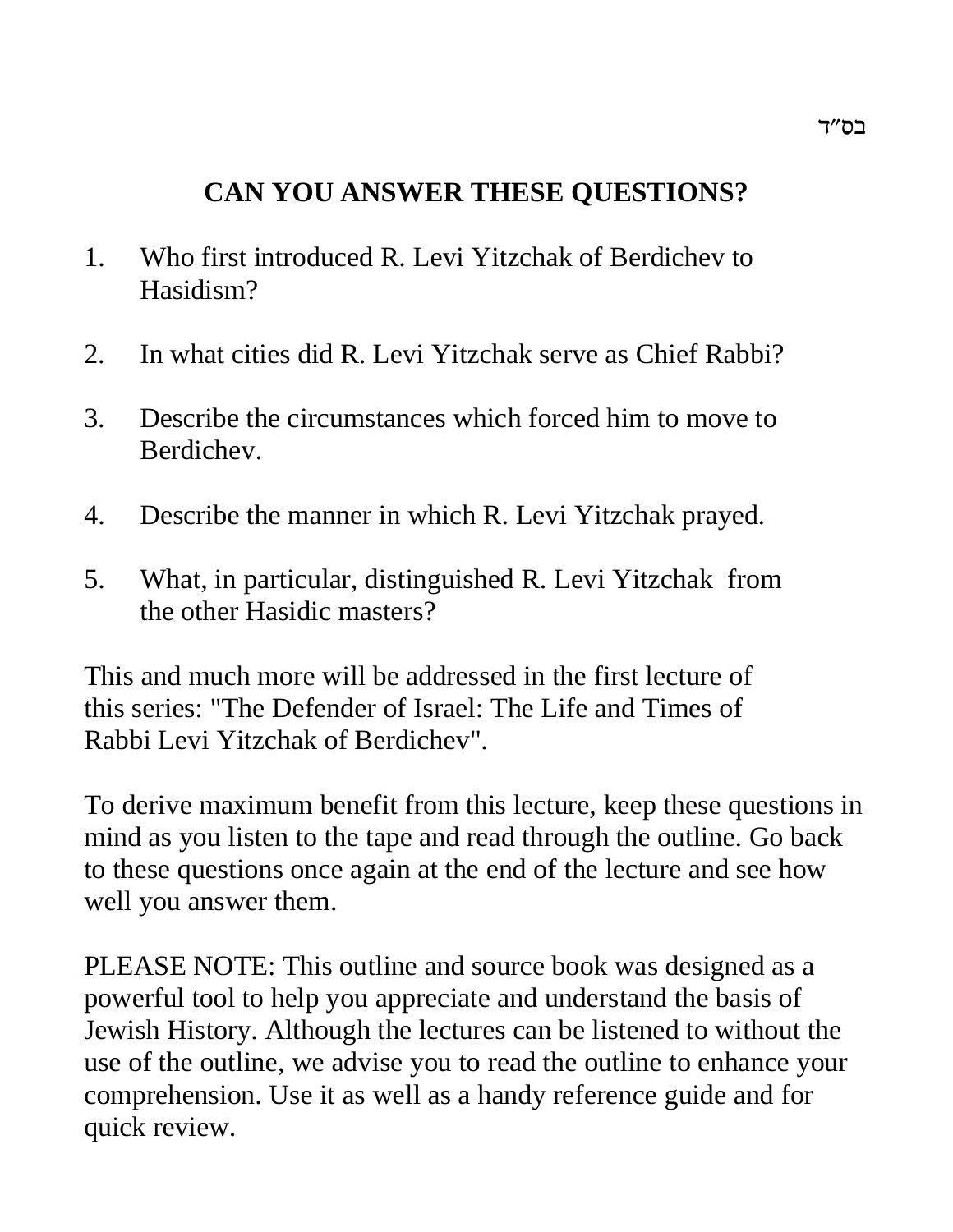בס״ד

# CAN YOU ANSWER THESE QUESTIONS?

1. Who first introduced R. Levi Yitzchak of Berdichev to Hasidism?

2. In what cities did R. Levi Yitzchak serve as Chief Rabbi?

3. Describe the circumstances which forced him to move to Berdichev.

4. Describe the manner in which R. Levi Yitzchak prayed.

5. What, in particular, distinguished R. Levi Yitzchak from the other Hasidic masters?

This and much more will be addressed in the first lecture of this series: "The Defender of Israel: The Life and Times of Rabbi Levi Yitzchak of Berdichev".

To derive maximum benefit from this lecture, keep these questions in mind as you listen to the tape and read through the outline. Go back to these questions once again at the end of the lecture and see how well you answer them.

PLEASE NOTE: This outline and source book was designed as a powerful tool to help you appreciate and understand the basis of Jewish History. Although the lectures can be listened to without the use of the outline, we advise you to read the outline to enhance your comprehension. Use it as well as a handy reference guide and for quick review.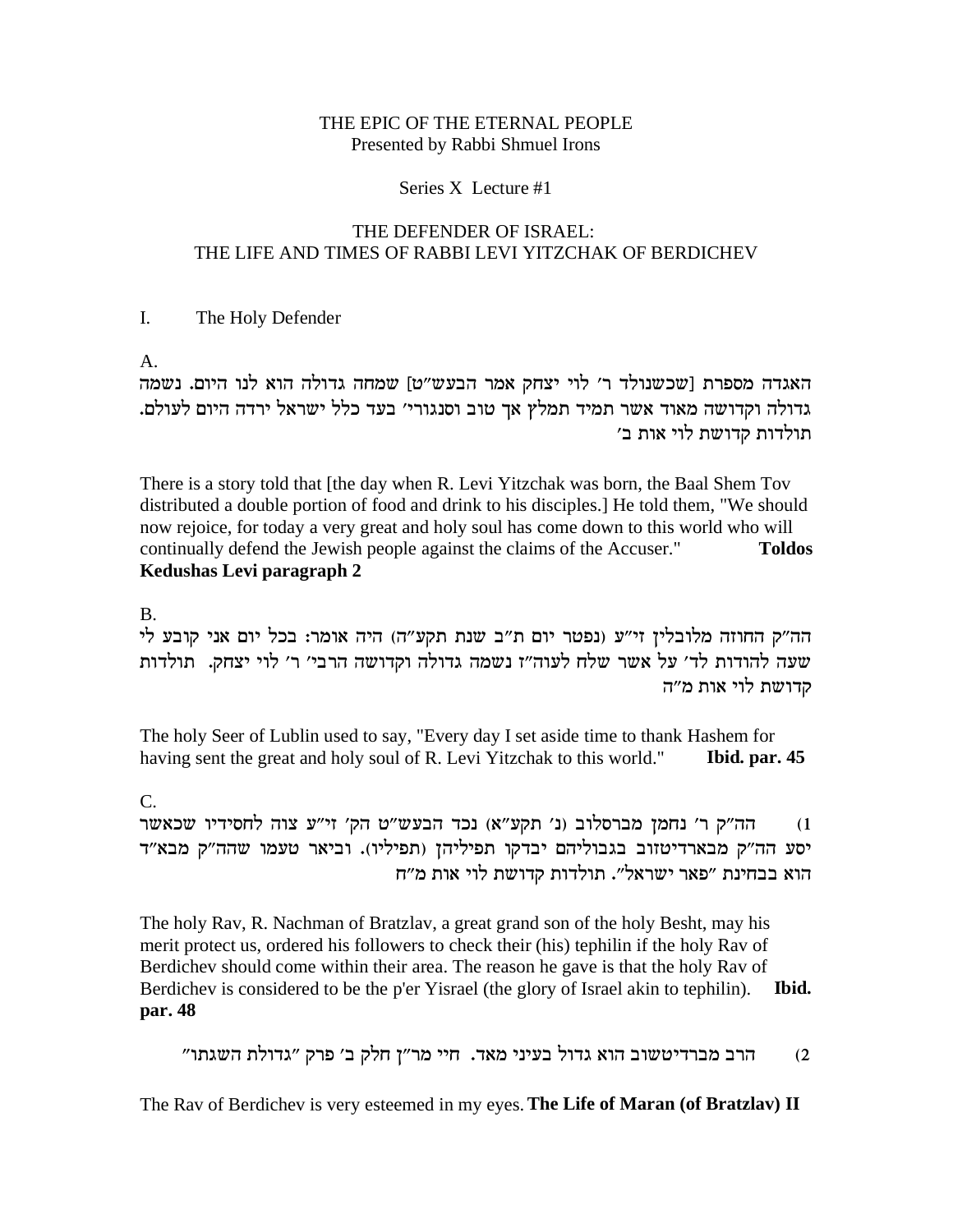THE EPIC OF THE ETERNAL PEOPLE
Presented by Rabbi Shmuel Irons

Series X Lecture #1

THE DEFENDER OF ISRAEL:
THE LIFE AND TIMES OF RABBI LEVI YITZCHAK OF BERDICHEV

I. The Holy Defender

A.

האגדה מספרת [שכשנולד ר' לוי יצחק אמר הבעש"ט] שמחה גדולה הוא לנו היום. נשמה גדולה וקדושה מאוד אשר תמיד תמלץ אך טוב וסנגורי' בעד כלל ישראל ירדה היום לעולם. תולדות קדושת לוי אות ב'

There is a story told that [the day when R. Levi Yitzchak was born, the Baal Shem Tov distributed a double portion of food and drink to his disciples.] He told them, "We should now rejoice, for today a very great and holy soul has come down to this world who will continually defend the Jewish people against the claims of the Accuser." **Toldos Kedushas Levi paragraph 2**

B.

הה"ק החוזה מלובלין זי"ע (נפטר יום ת"ב שנת תקע"ה) היה אומר: בכל יום אני קובע לי שעה להודות לד' על אשר שלח לעוה"ז נשמה גדולה וקדושה הרבי' ר' לוי יצחק. תולדות קדושת לוי אות מ"ה

The holy Seer of Lublin used to say, "Every day I set aside time to thank Hashem for having sent the great and holy soul of R. Levi Yitzchak to this world." **Ibid. par. 45**

C.

1) הה"ק ר' נחמן מברסלוב (נ' תקע"א) נכד הבעש"ט הק' זי"ע צוה לחסידיו שכאשר יסע הה"ק מבארדיטזוב בגבוליהם יבדקו תפיליהן (תפיליו). וביאר טעמו שהה"ק מבא"ד הוא בבחינת "פאר ישראל". תולדות קדושת לוי אות מ"ח

The holy Rav, R. Nachman of Bratzlav, a great grand son of the holy Besht, may his merit protect us, ordered his followers to check their (his) tephilin if the holy Rav of Berdichev should come within their area. The reason he gave is that the holy Rav of Berdichev is considered to be the p'er Yisrael (the glory of Israel akin to tephilin). **Ibid. par. 48**

2) הרב מברדיטשוב הוא גדול בעיני מאד. חיי מר"ן חלק ב' פרק "גדולת השגתו"

The Rav of Berdichev is very esteemed in my eyes. **The Life of Maran (of Bratzlav) II**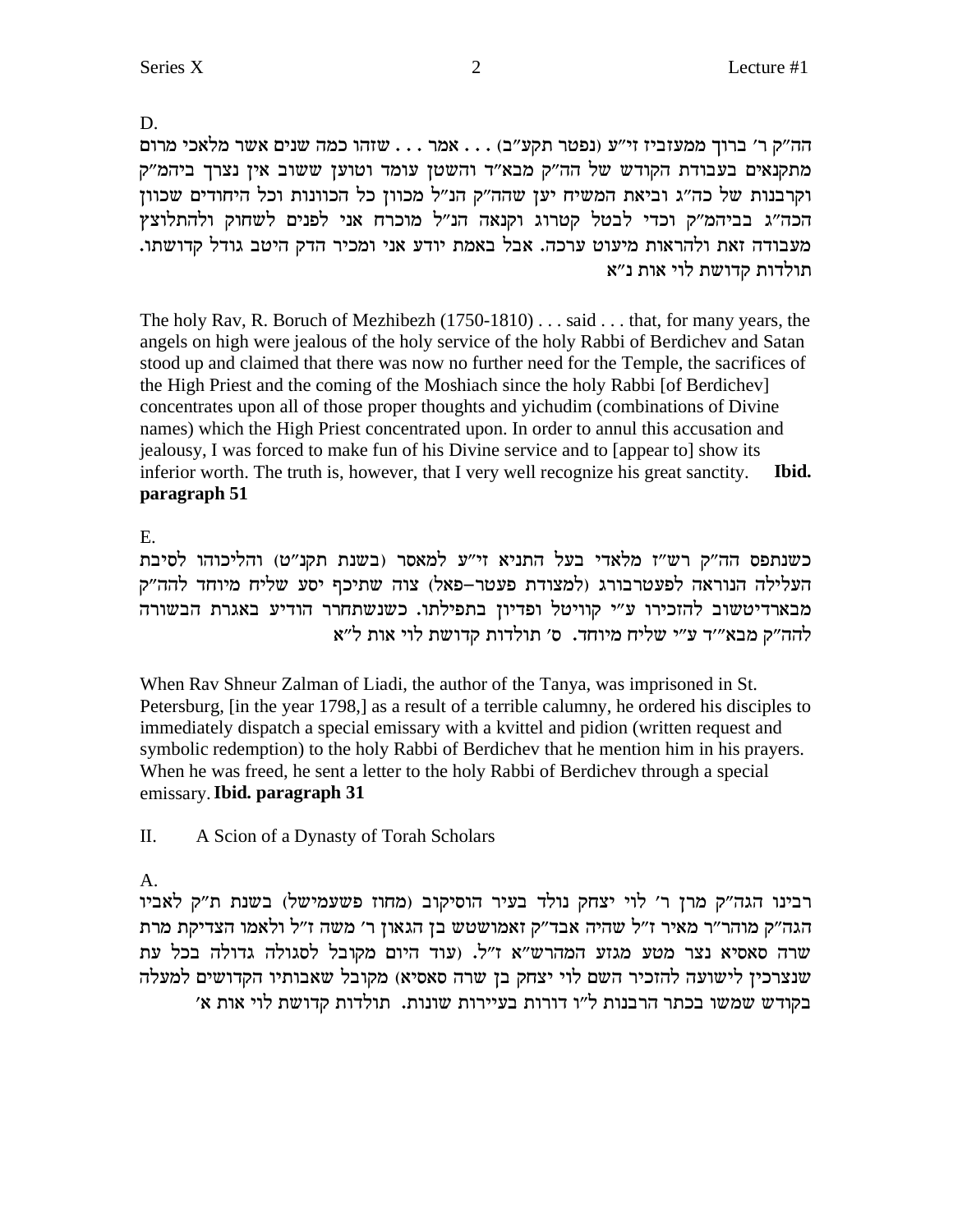D.

הה"ק ר' ברוך ממעזביז זי"ע (נפטר תקע"ב) . . . אמר . . . שזהו כמה שנים אשר מלאכי מרום מתקנאים בעבודת הקודש של הה"ק מבא"ד והשטן עומד וטוען ששוב אין נצרך ביהמ"ק וקרבנות של כה"ג וביאת המשיח יען שהה"ק הנ"ל מכוון כל הכוונות וכל היחודים שכוון הכה"ג בביהמ"ק וכדי לבטל קטרוג וקנאה הנ"ל מוכרח אני לפנים לשחוק ולהתלוצץ מעבודה זאת ולהראות מיעוט ערכה. אבל באמת יודע אני ומכיר הדק היטב גודל קדושתו. תולדות קדושת לוי אות נ"א

The holy Rav, R. Boruch of Mezhibezh (1750-1810) . . . said . . . that, for many years, the angels on high were jealous of the holy service of the holy Rabbi of Berdichev and Satan stood up and claimed that there was now no further need for the Temple, the sacrifices of the High Priest and the coming of the Moshiach since the holy Rabbi [of Berdichev] concentrates upon all of those proper thoughts and yichudim (combinations of Divine names) which the High Priest concentrated upon. In order to annul this accusation and jealousy, I was forced to make fun of his Divine service and to [appear to] show its inferior worth. The truth is, however, that I very well recognize his great sanctity. **Ibid. paragraph 51**

E.

כשנתפס הה"ק רש"ז מלאדי בעל התניא זי"ע למאסר (בשנת תקנ"ט) והליכוהו לסיבת העלילה הנוראה לפעטרבורג (למצודת פעטר–פאל) צוה שתיכף יסע שליח מיוחד להה"ק מבארדיטשוב להזכירו ע"י קוויטל ופדיון בתפילתו. כשנשתחרר הודיע באגרת הבשורה להה"ק מבא"ד ע"י שליח מיוחד. ס' תולדות קדושת לוי אות ל"א

When Rav Shneur Zalman of Liadi, the author of the Tanya, was imprisoned in St. Petersburg, [in the year 1798,] as a result of a terrible calumny, he ordered his disciples to immediately dispatch a special emissary with a kvittel and pidion (written request and symbolic redemption) to the holy Rabbi of Berdichev that he mention him in his prayers. When he was freed, he sent a letter to the holy Rabbi of Berdichev through a special emissary. **Ibid. paragraph 31**

II. A Scion of a Dynasty of Torah Scholars

A.

רבינו הגה"ק מרן ר' לוי יצחק נולד בעיר הוסיקוב (מחוז פשעמישל) בשנת ת"ק לאביו הגה"ק מוהר"ר מאיר ז"ל שהיה אבד"ק זאמושטש בן הגאון ר' משה ז"ל ולאמו הצדיקת מרת שרה סאסיא נצר מטע מגזע המהרש"א ז"ל. (עוד היום מקובל לסגולה גדולה בכל עת שנצרכין לישועה להזכיר השם לוי יצחק בן שרה סאסיא) מקובל שאבותיו הקדושים למעלה בקודש שמשו בכתר הרבנות ל"ו דורות בעיירות שונות. תולדות קדושת לוי אות א'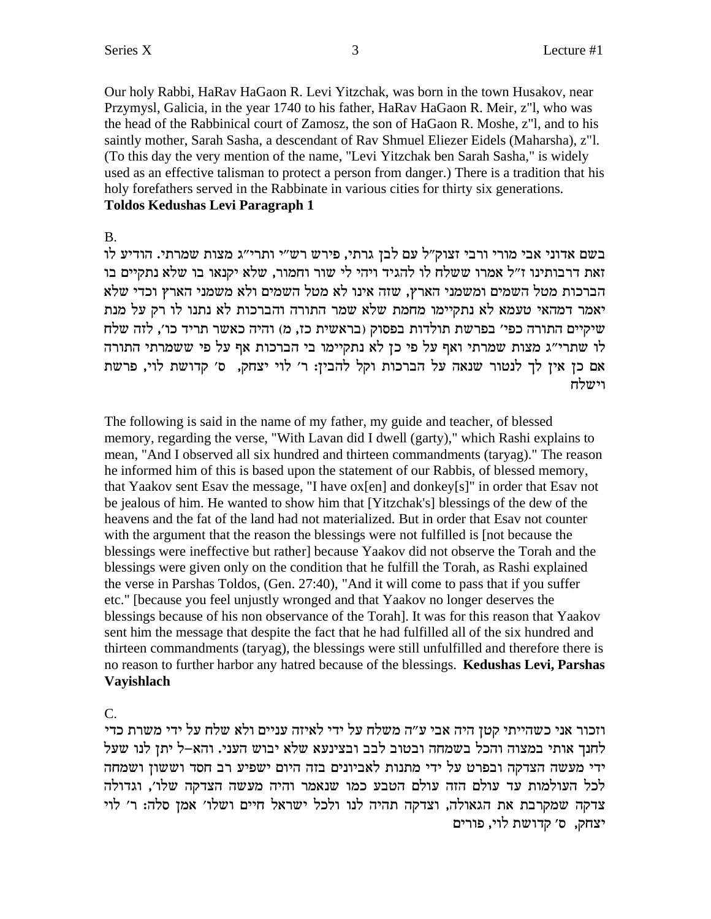Our holy Rabbi, HaRav HaGaon R. Levi Yitzchak, was born in the town Husakov, near Przymysl, Galicia, in the year 1740 to his father, HaRav HaGaon R. Meir, z"l, who was the head of the Rabbinical court of Zamosz, the son of HaGaon R. Moshe, z"l, and to his saintly mother, Sarah Sasha, a descendant of Rav Shmuel Eliezer Eidels (Maharsha), z"l. (To this day the very mention of the name, "Levi Yitzchak ben Sarah Sasha," is widely used as an effective talisman to protect a person from danger.) There is a tradition that his holy forefathers served in the Rabbinate in various cities for thirty six generations.
**Toldos Kedushas Levi Paragraph 1**

B.

בשם אדוני אבי מורי ורבי זצוק"ל עם לבן גרתי, פירש רש"י ותרי"ג מצות שמרתי. הודיע לו זאת דרבותינו ז"ל אמרו ששלח לו להגיד ויהי לי שור וחמור, שלא יקנאו בו שלא נתקיים בו הברכות מטל השמים ומשמני הארץ, שזה אינו לא מטל השמים ולא משמני הארץ וכדי שלא יאמר דמהאי טעמא לא נתקיימו מחמת שלא שמר התורה והברכות לא נתנו לו רק על מנת שיקיים התורה כפי' בפרשת תולדות בפסוק (בראשית כז, מ) והיה כאשר תריד כו', לזה שלח לו שתרי"ג מצות שמרתי ואף על פי כן לא נתקיימו בי הברכות אף על פי ששמרתי התורה אם כן אין לך לנטור שנאה על הברכות וקל להבין: ר' לוי יצחק, ס' קדושת לוי, פרשת וישלח

The following is said in the name of my father, my guide and teacher, of blessed memory, regarding the verse, "With Lavan did I dwell (garty)," which Rashi explains to mean, "And I observed all six hundred and thirteen commandments (taryag)." The reason he informed him of this is based upon the statement of our Rabbis, of blessed memory, that Yaakov sent Esav the message, "I have ox[en] and donkey[s]" in order that Esav not be jealous of him. He wanted to show him that [Yitzchak's] blessings of the dew of the heavens and the fat of the land had not materialized. But in order that Esav not counter with the argument that the reason the blessings were not fulfilled is [not because the blessings were ineffective but rather] because Yaakov did not observe the Torah and the blessings were given only on the condition that he fulfill the Torah, as Rashi explained the verse in Parshas Toldos, (Gen. 27:40), "And it will come to pass that if you suffer etc." [because you feel unjustly wronged and that Yaakov no longer deserves the blessings because of his non observance of the Torah]. It was for this reason that Yaakov sent him the message that despite the fact that he had fulfilled all of the six hundred and thirteen commandments (taryag), the blessings were still unfulfilled and therefore there is no reason to further harbor any hatred because of the blessings. **Kedushas Levi, Parshas Vayishlach**

C.

וזכור אני כשהייתי קטן היה אבי ע"ה משלח על ידי לאיזה עניים ולא שלח על ידי משרת כדי לחנך אותי במצוה והכל בשמחה ובטוב לבב ובצינעא שלא יבוש העני. והא-ל יתן לנו שעל ידי מעשה הצדקה ובפרט על ידי מתנות לאביונים בזה היום ישפיע רב חסד וששון ושמחה לכל העולמות עד עולם הזה עולם הטבע כמו שנאמר והיה מעשה הצדקה שלו', וגדולה צדקה שמקרבת את הגאולה, וצדקה תהיה לנו ולכל ישראל חיים ושלו' אמן סלה: ר' לוי יצחק, ס' קדושת לוי, פורים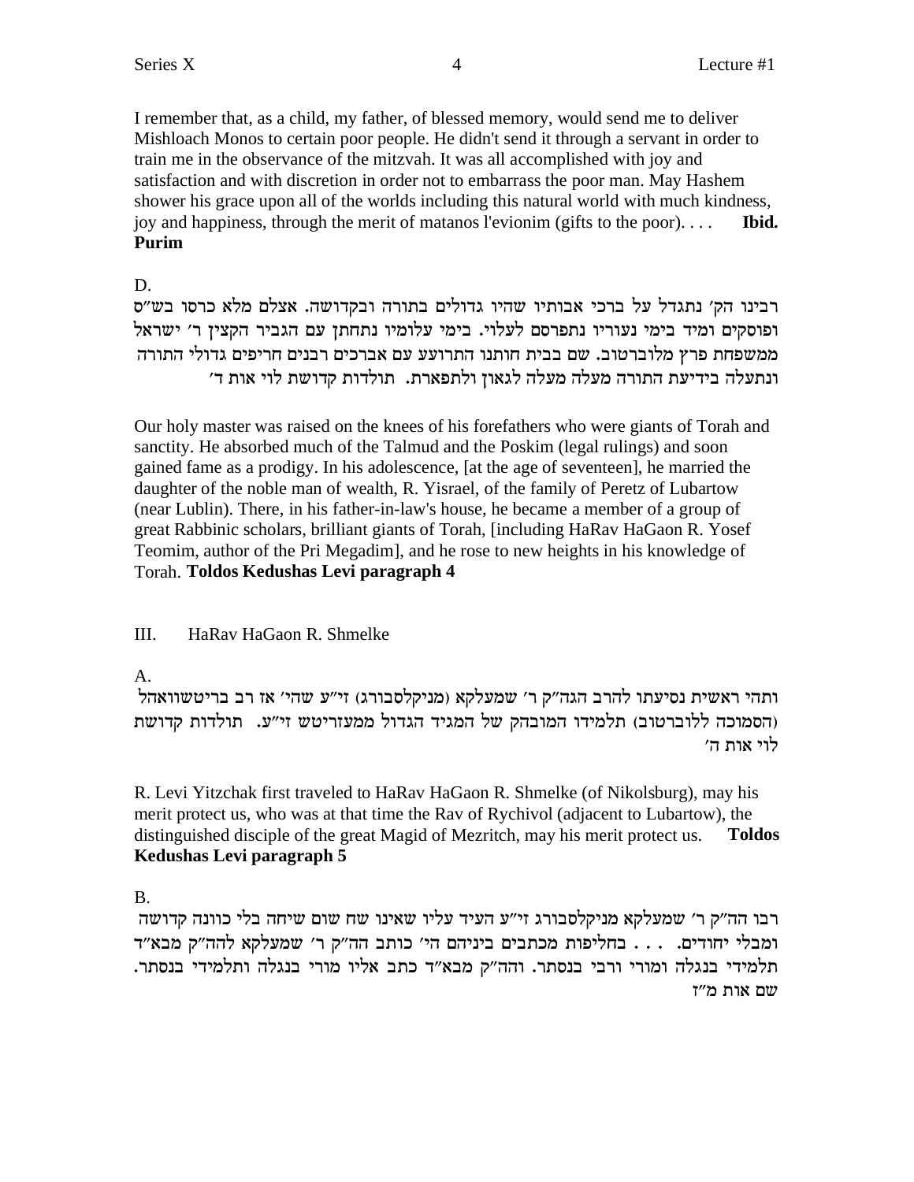I remember that, as a child, my father, of blessed memory, would send me to deliver Mishloach Monos to certain poor people. He didn't send it through a servant in order to train me in the observance of the mitzvah. It was all accomplished with joy and satisfaction and with discretion in order not to embarrass the poor man. May Hashem shower his grace upon all of the worlds including this natural world with much kindness, joy and happiness, through the merit of matanos l'evionim (gifts to the poor). . . . **Ibid. Purim**

D.

רבינו הק׳ נתגדל על ברכי אבותיו שהיו גדולים בתורה ובקדושה. אצלם מלא כרסו בש״ס ופוסקים ומיד בימי נעוריו נתפרסם לעלוי. בימי עלומיו נתחתן עם הגביר הקצין ר׳ ישראל ממשפחת פרץ מלוברטוב. שם בבית חותנו התרועע עם אברכים רבנים חריפים גדולי התורה ונתעלה בידיעת התורה מעלה מעלה לגאון ולתפארת. תולדות קדושת לוי אות ד׳

Our holy master was raised on the knees of his forefathers who were giants of Torah and sanctity. He absorbed much of the Talmud and the Poskim (legal rulings) and soon gained fame as a prodigy. In his adolescence, [at the age of seventeen], he married the daughter of the noble man of wealth, R. Yisrael, of the family of Peretz of Lubartow (near Lublin). There, in his father-in-law's house, he became a member of a group of great Rabbinic scholars, brilliant giants of Torah, [including HaRav HaGaon R. Yosef Teomim, author of the Pri Megadim], and he rose to new heights in his knowledge of Torah. **Toldos Kedushas Levi paragraph 4**

III. HaRav HaGaon R. Shmelke

A.

ותהי ראשית נסיעתו להרב הגה״ק ר׳ שמעלקא (מניקלסבורג) זי״ע שהי׳ אז רב בריטשוואהל (הסמוכה ללוברטוב) תלמידו המובהק של המגיד הגדול ממעזריטש זי״ע. תולדות קדושת לוי אות ה׳

R. Levi Yitzchak first traveled to HaRav HaGaon R. Shmelke (of Nikolsburg), may his merit protect us, who was at that time the Rav of Rychivol (adjacent to Lubartow), the distinguished disciple of the great Magid of Mezritch, may his merit protect us. **Toldos Kedushas Levi paragraph 5**

B.

רבו הה״ק ר׳ שמעלקא מניקלסבורג זי״ע העיד עליו שאינו שח שום שיחה בלי כוונה קדושה ומבלי יחודים. . . . בחליפות מכתבים ביניהם הי׳ כותב הה״ק ר׳ שמעלקא להה״ק מבא״ד תלמידי בנגלה ומורי ורבי בנסתר. והה״ק מבא״ד כתב אליו מורי בנגלה ותלמידי בנסתר. שם אות מ״ז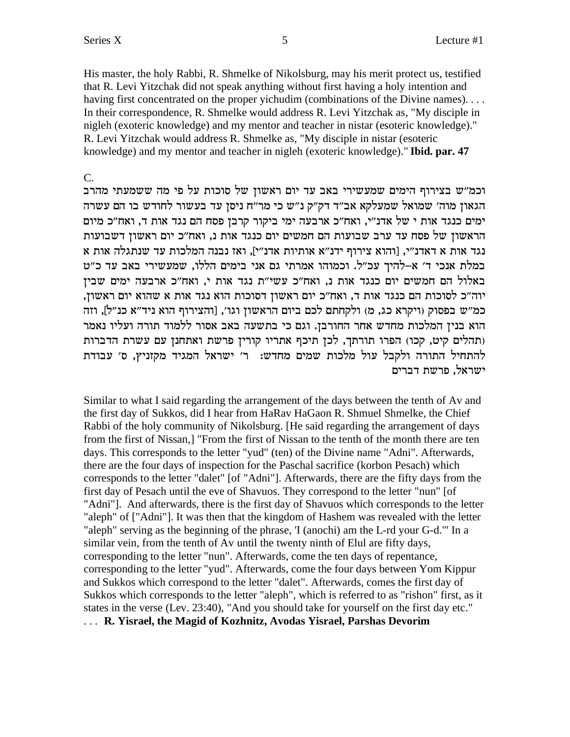His master, the holy Rabbi, R. Shmelke of Nikolsburg, may his merit protect us, testified that R. Levi Yitzchak did not speak anything without first having a holy intention and having first concentrated on the proper yichudim (combinations of the Divine names). . . . In their correspondence, R. Shmelke would address R. Levi Yitzchak as, "My disciple in nigleh (exoteric knowledge) and my mentor and teacher in nistar (esoteric knowledge)." R. Levi Yitzchak would address R. Shmelke as, "My disciple in nistar (esoteric knowledge) and my mentor and teacher in nigleh (exoteric knowledge)." **Ibid. par. 47**

C.

וכמ"ש בצירוף הימים שמעשירי באב עד יום ראשון של סוכות על פי מה ששמעתי מהרב הגאון מוה' שמואל שמעלקא אב"ד דק"ק נ"ש כי מר"ח ניסן עד בעשור לחודש בו הם עשרה ימים כנגד אות י של אדנ"י, ואח"כ ארבעה ימי ביקור קרבן פסח הם נגד אות ד, ואח"כ מיום הראשון של פסח עד ערב שבועות הם חמשים יום כנגד אות נ, ואח"כ יום ראשון דשבועות נגד אות א דאדנ"י, [והוא צירוף ידנ"א אותיות אדנ"י], ואז נבנה המלכות עד שנתגלה אות א במלת אנכי ד' א-להיך עכ"ל. וכמוהו אמרתי גם אני בימים הללו, שמעשירי באב עד כ"ט באלול הם חמשים יום כנגד אות נ, ואח"כ עשי"ת נגד אות י, ואח"כ ארבעה ימים שבין יוה"כ לסוכות הם כנגד אות ד, ואח"כ יום ראשון דסוכות הוא נגד אות א שהוא יום ראשון, כמ"ש בפסוק (ויקרא כג, מ) ולקחתם לכם ביום הראשון וגו', [והצירוף הוא ניד"א כנ"ל], וזה הוא בנין המלכות מחדש אחר החורבן. וגם כי בתשעה באב אסור ללמוד תורה ועליו נאמר (תהלים קיט, קכו) הפרו תורתך, לכן תיכף אחריו קורין פרשת ואתחנן עם עשרת הדברות להתחיל התורה ולקבל עול מלכות שמים מחדש: ר' ישראל המגיד מקזניץ, ס' עבודת ישראל, פרשת דברים

Similar to what I said regarding the arrangement of the days between the tenth of Av and the first day of Sukkos, did I hear from HaRav HaGaon R. Shmuel Shmelke, the Chief Rabbi of the holy community of Nikolsburg. [He said regarding the arrangement of days from the first of Nissan,] "From the first of Nissan to the tenth of the month there are ten days. This corresponds to the letter "yud" (ten) of the Divine name "Adni". Afterwards, there are the four days of inspection for the Paschal sacrifice (korbon Pesach) which corresponds to the letter "dalet" [of "Adni"]. Afterwards, there are the fifty days from the first day of Pesach until the eve of Shavuos. They correspond to the letter "nun" [of "Adni"]. And afterwards, there is the first day of Shavuos which corresponds to the letter "aleph" of ["Adni"]. It was then that the kingdom of Hashem was revealed with the letter "aleph" serving as the beginning of the phrase, 'I (anochi) am the L-rd your G-d.'" In a similar vein, from the tenth of Av until the twenty ninth of Elul are fifty days, corresponding to the letter "nun". Afterwards, come the ten days of repentance, corresponding to the letter "yud". Afterwards, come the four days between Yom Kippur and Sukkos which correspond to the letter "dalet". Afterwards, comes the first day of Sukkos which corresponds to the letter "aleph", which is referred to as "rishon" first, as it states in the verse (Lev. 23:40), "And you should take for yourself on the first day etc." . . . **R. Yisrael, the Magid of Kozhnitz, Avodas Yisrael, Parshas Devorim**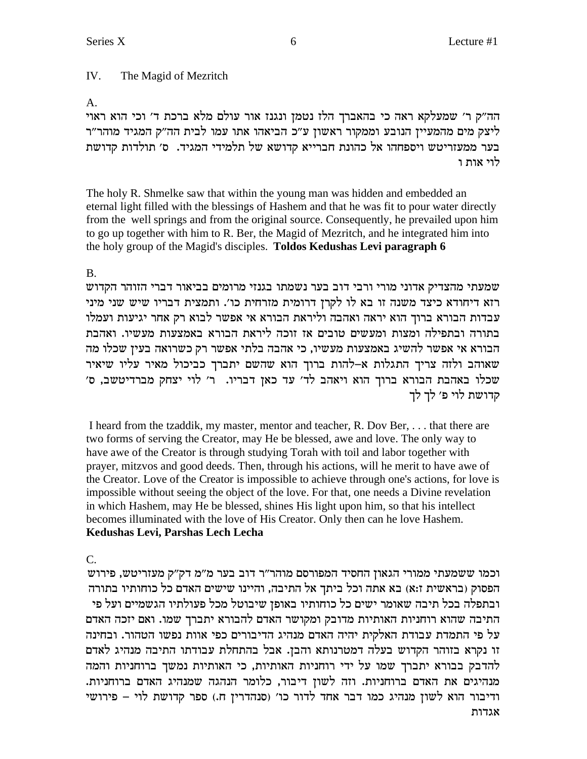## IV. The Magid of Mezritch

A.

הה"ק ר' שמעלקא ראה כי בהאברך הלז נטמן ונגנז אור עולם מלא ברכת ד' וכי הוא ראוי ליצק מים מהמעיין הנובע וממקור ראשון ע"כ הביאהו אתו עמו לבית הה"ק המגיד מוהר"ר בער ממעזריטש ויספחהו אל כהונת חברייא קדושא של תלמידי המגיד. ס' תולדות קדושת לוי אות ו

The holy R. Shmelke saw that within the young man was hidden and embedded an eternal light filled with the blessings of Hashem and that he was fit to pour water directly from the well springs and from the original source. Consequently, he prevailed upon him to go up together with him to R. Ber, the Magid of Mezritch, and he integrated him into the holy group of the Magid's disciples. **Toldos Kedushas Levi paragraph 6**

B.

שמעתי מהצדיק אדוני מורי ורבי דוב בער נשמתו בגנזי מרומים בביאור דברי הזוהר הקדוש רזא דיחודא כיצד משנה זו בא לו לקרן דרומית מזרחית כו'. ותמצית דבריו שיש שני מיני עבודות הבורא ברוך הוא יראה ואהבה וליראת הבורא אי אפשר לבוא רק אחר יגיעות ועמלו בתורה ובתפילה ומצות ומעשים טובים אז זוכה ליראת הבורא באמצעות מעשיו. ואהבת הבורא אי אפשר להשיג באמצעות מעשיו, כי אהבה בלתי אפשר רק כשרואה בעין שכלו מה שאוהב ולזה צריך התגלות א–להות ברוך הוא שהשם יתברך כביכול מאיר עליו שיאיר שכלו באהבת הבורא ברוך הוא ויאהב לד' עד כאן דבריו. ר' לוי יצחק מברדיטשב, ס' קדושת לוי פ' לך לך

I heard from the tzaddik, my master, mentor and teacher, R. Dov Ber, . . . that there are two forms of serving the Creator, may He be blessed, awe and love. The only way to have awe of the Creator is through studying Torah with toil and labor together with prayer, mitzvos and good deeds. Then, through his actions, will he merit to have awe of the Creator. Love of the Creator is impossible to achieve through one's actions, for love is impossible without seeing the object of the love. For that, one needs a Divine revelation in which Hashem, may He be blessed, shines His light upon him, so that his intellect becomes illuminated with the love of His Creator. Only then can he love Hashem. **Kedushas Levi, Parshas Lech Lecha**

C.

וכמו ששמעתי ממורי הגאון החסיד המפורסם מוהר"ר דוב בער מ"מ דק"ק מעזריטש, פירוש הפסוק (בראשית ז:א) בא אתה וכל ביתך אל התיבה, והיינו שישים האדם כל כוחותיו בתורה ובתפלה בכל תיבה שאומר ישים כל כוחותיו באופן שיבוטל מכל פעולתיו הגשמיים ועל פי התיבה שהוא רוחניות האותיות מדובק ומקושר האדם להבורא יתברך שמו. ואם יזכה האדם על פי התמדת עבודת האלקית יהיה האדם מנהיג הדיבורים כפי אוות נפשו הטהור. ובחינה זו נקרא בזוהר הקדוש בעלה דמטרנותא והבן. אבל בהתחלת עבודתו התיבה מנהיג לאדם להדבק בבורא יתברך שמו על ידי רוחניות האותיות, כי האותיות נמשך ברוחניות והמה מנהיגים את האדם ברוחניות. וזה לשון דיבור, כלומר הנהגה שמנהיג האדם ברוחניות. ודיבור הוא לשון מנהיג כמו דבר אחד לדור כו' (סנהדרין ח.) ספר קדושת לוי – פירושי אגדות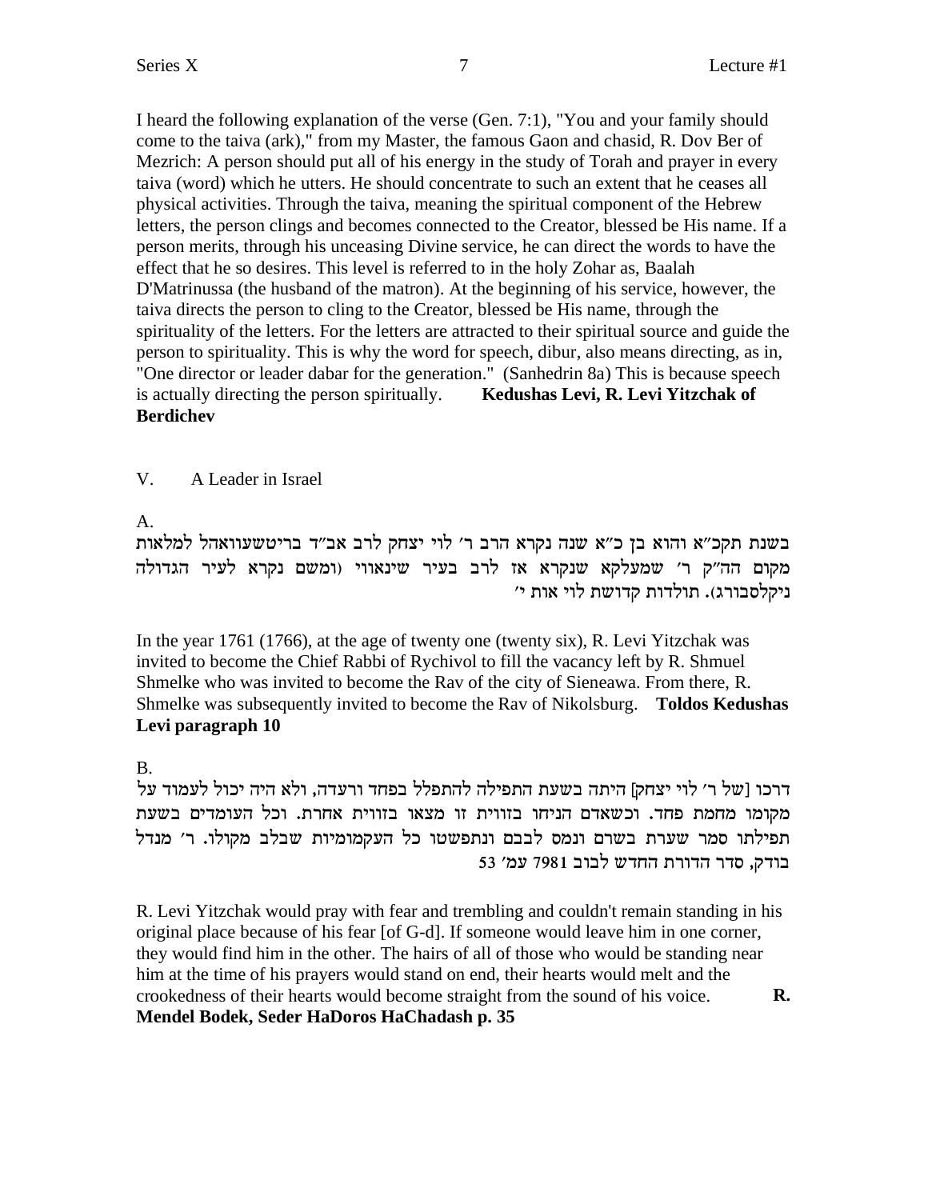I heard the following explanation of the verse (Gen. 7:1), "You and your family should come to the taiva (ark)," from my Master, the famous Gaon and chasid, R. Dov Ber of Mezrich: A person should put all of his energy in the study of Torah and prayer in every taiva (word) which he utters. He should concentrate to such an extent that he ceases all physical activities. Through the taiva, meaning the spiritual component of the Hebrew letters, the person clings and becomes connected to the Creator, blessed be His name. If a person merits, through his unceasing Divine service, he can direct the words to have the effect that he so desires. This level is referred to in the holy Zohar as, Baalah D'Matrinussa (the husband of the matron). At the beginning of his service, however, the taiva directs the person to cling to the Creator, blessed be His name, through the spirituality of the letters. For the letters are attracted to their spiritual source and guide the person to spirituality. This is why the word for speech, dibur, also means directing, as in, "One director or leader dabar for the generation." (Sanhedrin 8a) This is because speech is actually directing the person spiritually. **Kedushas Levi, R. Levi Yitzchak of Berdichev**

V. A Leader in Israel

A.

בשנת תקכ"א והוא בן כ"א שנה נקרא הרב ר' לוי יצחק לרב אב"ד בריטשעוואהל למלאות מקום הה"ק ר' שמעלקא שנקרא אז לרב בעיר שינאווי (ומשם נקרא לעיר הגדולה ניקלסבורג). תולדות קדושת לוי אות י'

In the year 1761 (1766), at the age of twenty one (twenty six), R. Levi Yitzchak was invited to become the Chief Rabbi of Rychivol to fill the vacancy left by R. Shmuel Shmelke who was invited to become the Rav of the city of Sieneawa. From there, R. Shmelke was subsequently invited to become the Rav of Nikolsburg. **Toldos Kedushas Levi paragraph 10**

B.

דרכו [של ר' לוי יצחק] היתה בשעת התפילה להתפלל בפחד ורעדה, ולא היה יכול לעמוד על מקומו מחמת פחד. וכשאדם הניחו בזווית זו מצאו בזווית אחרת. וכל העומדים בשעת תפילתו סמר שערת בשרם ונמס לבבם ונתפשטו כל העקמומיות שבלב מקולו. ר' מנדל בודק, סדר הדורת החדש לבוב 7981 עמ' 53

R. Levi Yitzchak would pray with fear and trembling and couldn't remain standing in his original place because of his fear [of G-d]. If someone would leave him in one corner, they would find him in the other. The hairs of all of those who would be standing near him at the time of his prayers would stand on end, their hearts would melt and the crookedness of their hearts would become straight from the sound of his voice. **R. Mendel Bodek, Seder HaDoros HaChadash p. 35**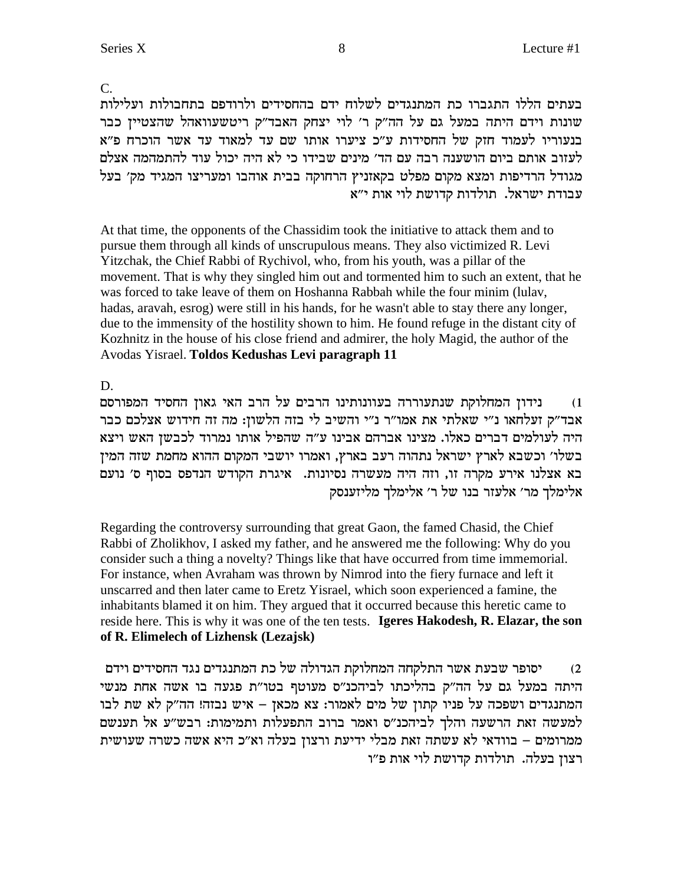C.

בעתים הללו התגברו כת המתנגדים לשלוח ידם בהחסידים ולרודפם בתחבולות ועלילות שונות וידם היתה במעל גם על הה"ק ר' לוי יצחק האבד"ק ריטשעוואהל שהצטיין כבר בנעוריו לעמוד חזק של החסידות ע"כ ציערו אותו שם עד למאוד עד אשר הוכרח פ"א לעזוב אותם ביום הושענה רבה עם הד' מינים שבידו כי לא היה יכול עוד להתמהמה אצלם מגודל הרדיפות ומצא מקום מפלט בקאזניץ הרחוקה בבית אוהבו ומעריצו המגיד מק' בעל עבודת ישראל. תולדות קדושת לוי אות י"א

At that time, the opponents of the Chassidim took the initiative to attack them and to pursue them through all kinds of unscrupulous means. They also victimized R. Levi Yitzchak, the Chief Rabbi of Rychivol, who, from his youth, was a pillar of the movement. That is why they singled him out and tormented him to such an extent, that he was forced to take leave of them on Hoshanna Rabbah while the four minim (lulav, hadas, aravah, esrog) were still in his hands, for he wasn't able to stay there any longer, due to the immensity of the hostility shown to him. He found refuge in the distant city of Kozhnitz in the house of his close friend and admirer, the holy Magid, the author of the Avodas Yisrael. **Toldos Kedushas Levi paragraph 11**

D.

1) נידון המחלוקת שנתעוררה בעוונותינו הרבים על הרב האי גאון החסיד המפורסם אבד"ק זעלחאו נ"י שאלתי את אמו"ר נ"י והשיב לי בזה הלשון: מה זה חידוש אצלכם כבר היה לעולמים דברים כאלו. מצינו אברהם אבינו ע"ה שהפיל אותו נמרוד לכבשן האש ויצא בשלו' וכשבא לארץ ישראל נתהוה רעב בארץ, ואמרו יושבי המקום ההוא מחמת שזה המין בא אצלנו אירע מקרה זו, וזה היה מעשרה נסיונות. איגרת הקודש הנדפס בסוף ס' נועם אלימלך מר' אלעזר בנו של ר' אלימלך מליזענסק

Regarding the controversy surrounding that great Gaon, the famed Chasid, the Chief Rabbi of Zholikhov, I asked my father, and he answered me the following: Why do you consider such a thing a novelty? Things like that have occurred from time immemorial. For instance, when Avraham was thrown by Nimrod into the fiery furnace and left it unscarred and then later came to Eretz Yisrael, which soon experienced a famine, the inhabitants blamed it on him. They argued that it occurred because this heretic came to reside here. This is why it was one of the ten tests. **Igeres Hakodesh, R. Elazar, the son of R. Elimelech of Lizhensk (Lezajsk)**

2) יסופר שבעת אשר התלקחה המחלוקת הגדולה של כת המתנגדים נגד החסידים וידם היתה במעל גם על הה"ק בהליכתו לביהכנ"ס מעוטף בטו"ת פגעה בו אשה אחת מנשי המתנגדים ושפכה על פניו קתון של מים לאמור: צא מכאן – איש נבזה! הה"ק לא שת לבו למעשה זאת הרשעה והלך לביהכנ"ס ואמר ברוב התפעלות ותמימות: רבש"ע אל תענשם ממרומים – בוודאי לא עשתה זאת מבלי ידיעת ורצון בעלה וא"כ היא אשה כשרה שעושית רצון בעלה. תולדות קדושת לוי אות פ"ו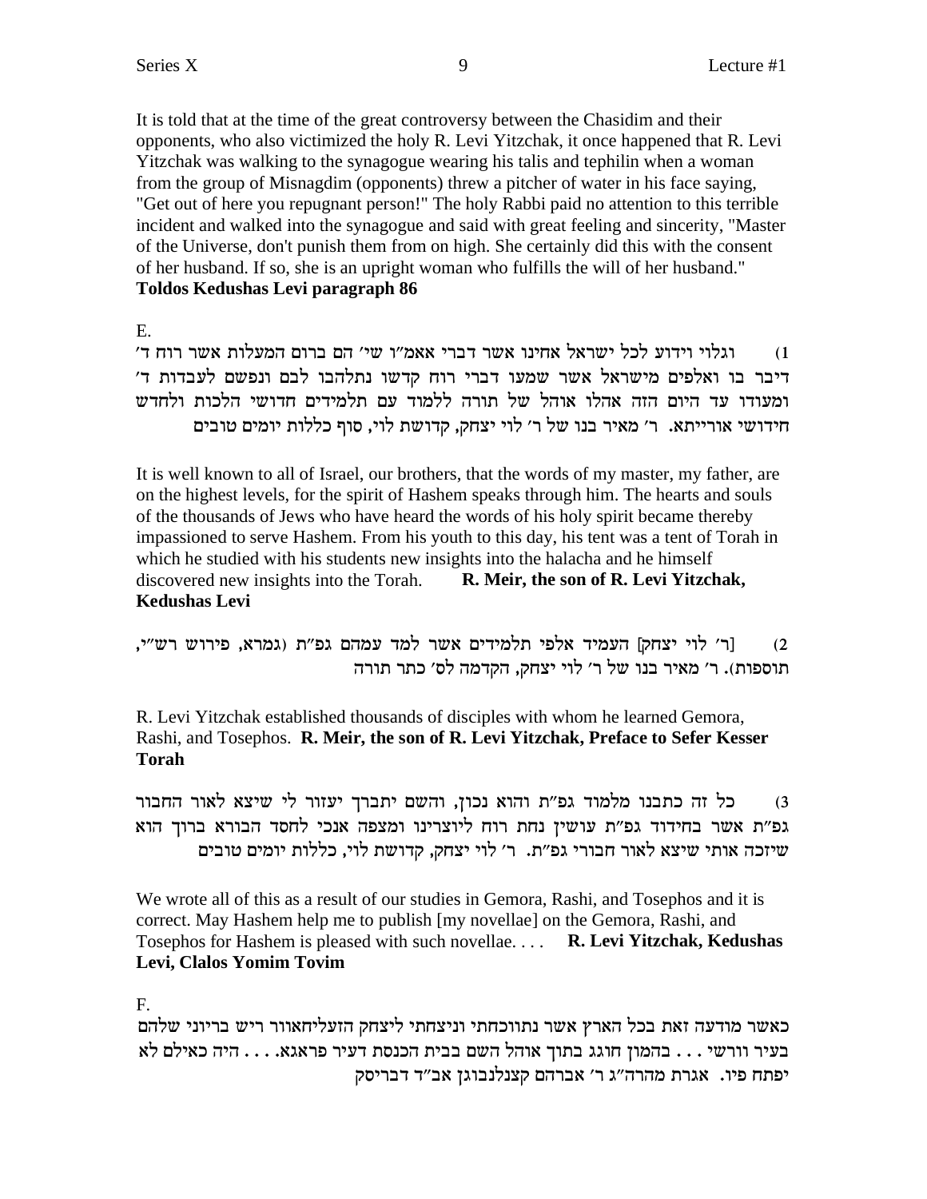It is told that at the time of the great controversy between the Chasidim and their opponents, who also victimized the holy R. Levi Yitzchak, it once happened that R. Levi Yitzchak was walking to the synagogue wearing his talis and tephilin when a woman from the group of Misnagdim (opponents) threw a pitcher of water in his face saying, "Get out of here you repugnant person!" The holy Rabbi paid no attention to this terrible incident and walked into the synagogue and said with great feeling and sincerity, "Master of the Universe, don't punish them from on high. She certainly did this with the consent of her husband. If so, she is an upright woman who fulfills the will of her husband." **Toldos Kedushas Levi paragraph 86**

E.

1) וגלוי וידוע לכל ישראל אחינו אשר דברי אאמ"ו שי' הם ברום המעלות אשר רוח ד' דיבר בו ואלפים מישראל אשר שמעו דברי רוח קדשו נתלהבו לבם ונפשם לעבדות ד' ומעודו עד היום הזה אהלו אוהל של תורה ללמוד עם תלמידים חדושי הלכות ולחדש חידושי אורייתא. ר' מאיר בנו של ר' לוי יצחק, קדושת לוי, סוף כללות יומים טובים

It is well known to all of Israel, our brothers, that the words of my master, my father, are on the highest levels, for the spirit of Hashem speaks through him. The hearts and souls of the thousands of Jews who have heard the words of his holy spirit became thereby impassioned to serve Hashem. From his youth to this day, his tent was a tent of Torah in which he studied with his students new insights into the halacha and he himself discovered new insights into the Torah. **R. Meir, the son of R. Levi Yitzchak, Kedushas Levi**

2) [ר' לוי יצחק] העמיד אלפי תלמידים אשר למד עמהם גפ"ת (גמרא, פירוש רש"י, תוספות). ר' מאיר בנו של ר' לוי יצחק, הקדמה לס' כתר תורה

R. Levi Yitzchak established thousands of disciples with whom he learned Gemora, Rashi, and Tosephos. **R. Meir, the son of R. Levi Yitzchak, Preface to Sefer Kesser Torah**

3) כל זה כתבנו מלמוד גפ"ת והוא נכון, והשם יתברך יעזור לי שיצא לאור החבור גפ"ת אשר בחידוד גפ"ת עושין נחת רוח ליוצרינו ומצפה אנכי לחסד הבורא ברוך הוא שיזכה אותי שיצא לאור חבורי גפ"ת. ר' לוי יצחק, קדושת לוי, כללות יומים טובים

We wrote all of this as a result of our studies in Gemora, Rashi, and Tosephos and it is correct. May Hashem help me to publish [my novellae] on the Gemora, Rashi, and Tosephos for Hashem is pleased with such novellae. . . . **R. Levi Yitzchak, Kedushas Levi, Clalos Yomim Tovim**

F.

כאשר מודעה זאת בכל הארץ אשר נתווכחתי וניצחתי ליצחק הזעליחאוור ריש בריוני שלהם בעיר וורשי . . . בהמון חוגג בתוך אוהל השם בבית הכנסת דעיר פראגא. . . . היה כאילם לא יפתח פיו. אגרת מהרה"ג ר' אברהם קצנלנבוגן אב"ד דבריסק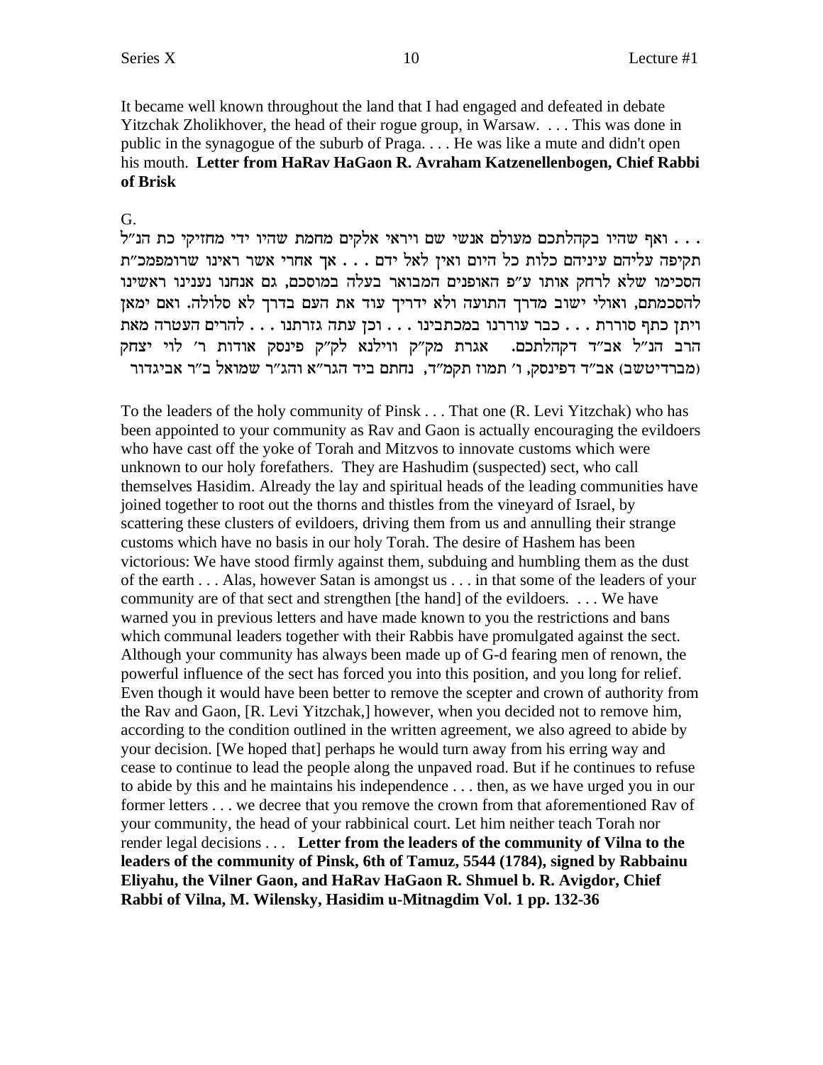It became well known throughout the land that I had engaged and defeated in debate Yitzchak Zholikhover, the head of their rogue group, in Warsaw. . . . This was done in public in the synagogue of the suburb of Praga. . . . He was like a mute and didn't open his mouth. **Letter from HaRav HaGaon R. Avraham Katzenellenbogen, Chief Rabbi of Brisk**

G.

. . . ואף שהיו בקהלתכם מעולם אנשי שם ויראי אלקים מחמת שהיו ידי מחזיקי כת הנ"ל תקיפה עליהם עיניהם כלות כל היום ואין לאל ידם . . . אך אחרי אשר ראינו שרומפמכ"ת הסכימו שלא לרחק אותו ע"פ האופנים המבואר בעלה במוסכם, גם אנחנו נענינו ראשינו להסכמתם, ואולי ישוב מדרך התועה ולא ידריך עוד את העם בדרך לא סלולה. ואם ימאן ויתן כתף סוררת . . . כבר עוררנו במכתבינו . . . וכן עתה גזרתנו . . . להרים העטרה מאת הרב הנ"ל אב"ד דקהלתכם. אגרת מק"ק ווילנא לק"ק פינסק אודות ר' לוי יצחק (מברדיטשב) אב"ד דפינסק, ו' תמוז תקמ"ד, נחתם ביד הגר"א והג"ר שמואל ב"ר אביגדור

To the leaders of the holy community of Pinsk . . . That one (R. Levi Yitzchak) who has been appointed to your community as Rav and Gaon is actually encouraging the evildoers who have cast off the yoke of Torah and Mitzvos to innovate customs which were unknown to our holy forefathers. They are Hashudim (suspected) sect, who call themselves Hasidim. Already the lay and spiritual heads of the leading communities have joined together to root out the thorns and thistles from the vineyard of Israel, by scattering these clusters of evildoers, driving them from us and annulling their strange customs which have no basis in our holy Torah. The desire of Hashem has been victorious: We have stood firmly against them, subduing and humbling them as the dust of the earth . . . Alas, however Satan is amongst us . . . in that some of the leaders of your community are of that sect and strengthen [the hand] of the evildoers. . . . We have warned you in previous letters and have made known to you the restrictions and bans which communal leaders together with their Rabbis have promulgated against the sect. Although your community has always been made up of G-d fearing men of renown, the powerful influence of the sect has forced you into this position, and you long for relief. Even though it would have been better to remove the scepter and crown of authority from the Rav and Gaon, [R. Levi Yitzchak,] however, when you decided not to remove him, according to the condition outlined in the written agreement, we also agreed to abide by your decision. [We hoped that] perhaps he would turn away from his erring way and cease to continue to lead the people along the unpaved road. But if he continues to refuse to abide by this and he maintains his independence . . . then, as we have urged you in our former letters . . . we decree that you remove the crown from that aforementioned Rav of your community, the head of your rabbinical court. Let him neither teach Torah nor render legal decisions . . . **Letter from the leaders of the community of Vilna to the leaders of the community of Pinsk, 6th of Tamuz, 5544 (1784), signed by Rabbainu Eliyahu, the Vilner Gaon, and HaRav HaGaon R. Shmuel b. R. Avigdor, Chief Rabbi of Vilna, M. Wilensky, Hasidim u-Mitnagdim Vol. 1 pp. 132-36**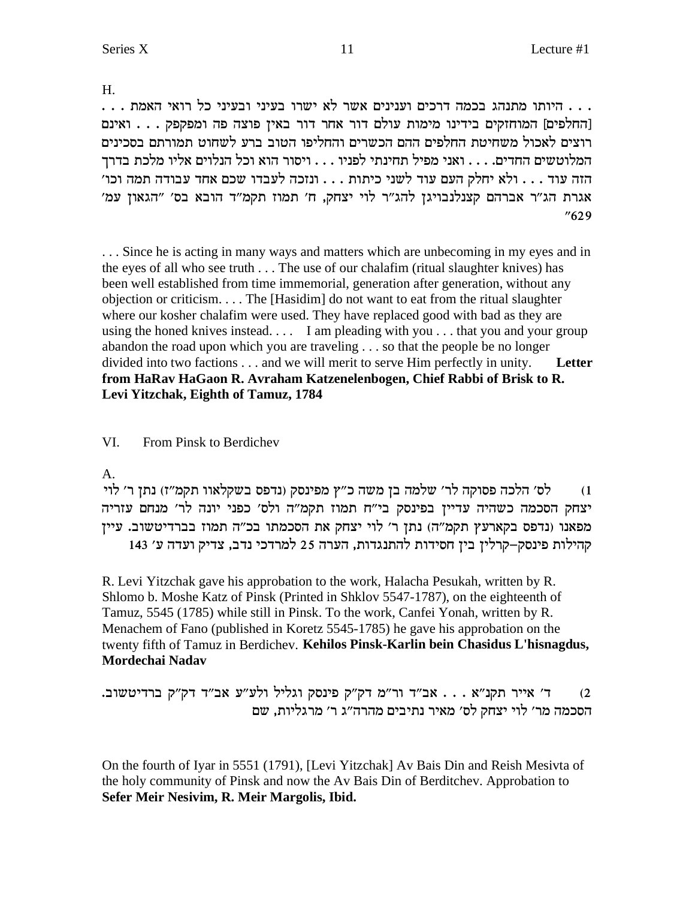H.

. . . היותו מתנהג בכמה דרכים וענינים אשר לא ישרו בעיני ובעיני כל רואי האמת . . . [החלפים] המוחזקים בידינו מימות עולם דור אחר דור באין פוצה פה ומפקפק . . . ואינם רוצים לאכול משחיטת החלפים ההם הכשרים והחליפו הטוב ברע לשחוט תמורתם בסכינים המלוטשים החדים. . . . ואני מפיל תחינתי לפניו . . . ויסור הוא וכל הנלוים אליו מלכת בדרך הזה עוד . . . ולא יחלק העם עוד לשני כיתות . . . ונזכה לעבדו שכם אחד עבודה תמה וכו' אגרת הג"ר אברהם קצנלנבויגן להג"ר לוי יצחק, ח' תמוז תקמ"ד הובא בס' "הגאון עמ' 629"

. . . Since he is acting in many ways and matters which are unbecoming in my eyes and in the eyes of all who see truth . . . The use of our chalafim (ritual slaughter knives) has been well established from time immemorial, generation after generation, without any objection or criticism. . . . The [Hasidim] do not want to eat from the ritual slaughter where our kosher chalafim were used. They have replaced good with bad as they are using the honed knives instead. . . . I am pleading with you . . . that you and your group abandon the road upon which you are traveling . . . so that the people be no longer divided into two factions . . . and we will merit to serve Him perfectly in unity. **Letter from HaRav HaGaon R. Avraham Katzenelenbogen, Chief Rabbi of Brisk to R. Levi Yitzchak, Eighth of Tamuz, 1784**

VI. From Pinsk to Berdichev

A.

1) לס' הלכה פסוקה לר' שלמה בן משה כ"ץ מפינסק (נדפס בשקלאוו תקמ"ז) נתן ר' לוי יצחק הסכמה כשהיה עדיין בפינסק בי"ח תמוז תקמ"ה ולס' כפני יונה לר' מנחם עזריה מפאנו (נדפס בקארעץ תקמ"ה) נתן ר' לוי יצחק את הסכמתו בכ"ה תמוז בברדיטשוב. עיין קהילות פינסק–קרלין בין חסידות להתנגדות, הערה 25 למרדכי נדב, צדיק ועדה ע' 143

R. Levi Yitzchak gave his approbation to the work, Halacha Pesukah, written by R. Shlomo b. Moshe Katz of Pinsk (Printed in Shklov 5547-1787), on the eighteenth of Tamuz, 5545 (1785) while still in Pinsk. To the work, Canfei Yonah, written by R. Menachem of Fano (published in Koretz 5545-1785) he gave his approbation on the twenty fifth of Tamuz in Berdichev. **Kehilos Pinsk-Karlin bein Chasidus L'hisnagdus, Mordechai Nadav**

2) ד' אייר תקנ"א . . . אב"ד ור"מ דק"ק פינסק וגליל ולע"ע אב"ד דק"ק ברדיטשוב. הסכמה מר' לוי יצחק לס' מאיר נתיבים מהרה"ג ר' מרגליות, שם

On the fourth of Iyar in 5551 (1791), [Levi Yitzchak] Av Bais Din and Reish Mesivta of the holy community of Pinsk and now the Av Bais Din of Berditchev. Approbation to **Sefer Meir Nesivim, R. Meir Margolis, Ibid.**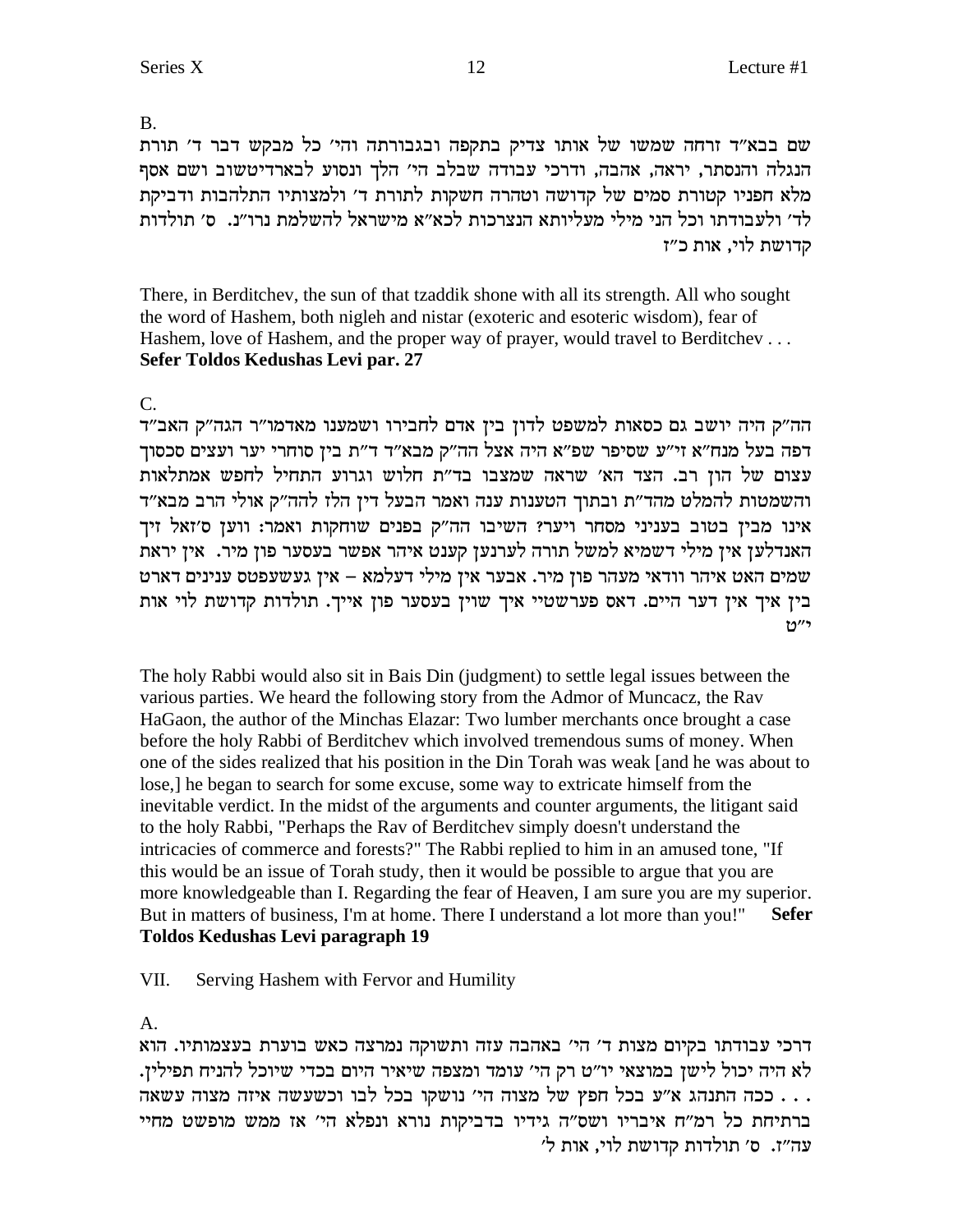B.

שם בבא"ד זרחה שמשו של אותו צדיק בתקפה ובגבורתה והי' כל מבקש דבר ד' תורת הנגלה והנסתר, יראה, אהבה, ודרכי עבודה שבלב הי' הלך ונסוע לבארדיטשוב ושם אסף מלא חפניו קטורת סמים של קדושה וטהרה חשקות לתורת ד' ולמצותיו התלהבות ודביקת לד' ולעבודתו וכל הני מילי מעליותא הנצרכות לכא"א מישראל להשלמת נרו"נ. ס' תולדות קדושת לוי, אות כ"ז

There, in Berditchev, the sun of that tzaddik shone with all its strength. All who sought the word of Hashem, both nigleh and nistar (exoteric and esoteric wisdom), fear of Hashem, love of Hashem, and the proper way of prayer, would travel to Berditchev . . . **Sefer Toldos Kedushas Levi par. 27**

C.

הה"ק היה יושב גם כסאות למשפט לדון בין אדם לחבירו ושמענו מאדמו"ר הגה"ק האב"ד דפה בעל מנח"א זי"ע שסיפר שפ"א היה אצל הה"ק מבא"ד ד"ת בין סוחרי יער ועצים סכסוך עצום של הון רב. הצד הא' שראה שמצבו בד"ת חלוש וגרוע התחיל לחפש אמתלאות והשמטות להמלט מהד"ת ובתוך הטענות ענה ואמר הבעל דין הלז להה"ק אולי הרב מבא"ד אינו מבין בטוב בעניני מסחר ויער? השיבו הה"ק בפנים שוחקות ואמר: ווען ס'זאל זיך האנדלען אין מילי דשמיא למשל תורה לערנען קענט איהר אפשר בעסער פון מיר. אין יראת שמים האט איהר וודאי מעהר פון מיר. אבער אין מילי דעלמא – אין געשעפטס ענינים דארט בין איך אין דער היים. דאס פערשטיי איך שוין בעסער פון אייך. תולדות קדושת לוי אות י"ט

The holy Rabbi would also sit in Bais Din (judgment) to settle legal issues between the various parties. We heard the following story from the Admor of Muncacz, the Rav HaGaon, the author of the Minchas Elazar: Two lumber merchants once brought a case before the holy Rabbi of Berditchev which involved tremendous sums of money. When one of the sides realized that his position in the Din Torah was weak [and he was about to lose,] he began to search for some excuse, some way to extricate himself from the inevitable verdict. In the midst of the arguments and counter arguments, the litigant said to the holy Rabbi, "Perhaps the Rav of Berditchev simply doesn't understand the intricacies of commerce and forests?" The Rabbi replied to him in an amused tone, "If this would be an issue of Torah study, then it would be possible to argue that you are more knowledgeable than I. Regarding the fear of Heaven, I am sure you are my superior. But in matters of business, I'm at home. There I understand a lot more than you!" **Sefer Toldos Kedushas Levi paragraph 19**

## VII. Serving Hashem with Fervor and Humility

A.

דרכי עבודתו בקיום מצות ד' הי' באהבה עזה ותשוקה נמרצה כאש בוערת בעצמותיו. הוא לא היה יכול לישן במוצאי יו"ט רק הי' עומד ומצפה שיאיר היום בכדי שיוכל להניח תפילין. . . . ככה התנהג א"ע בכל חפץ של מצוה הי' נושקו בכל לבו וכשעשה איזה מצוה עשאה ברתיחת כל רמ"ח איבריו ושס"ה גידיו בדביקות נורא ונפלא הי' אז ממש מופשט מחיי עה"ז. ס' תולדות קדושת לוי, אות ל'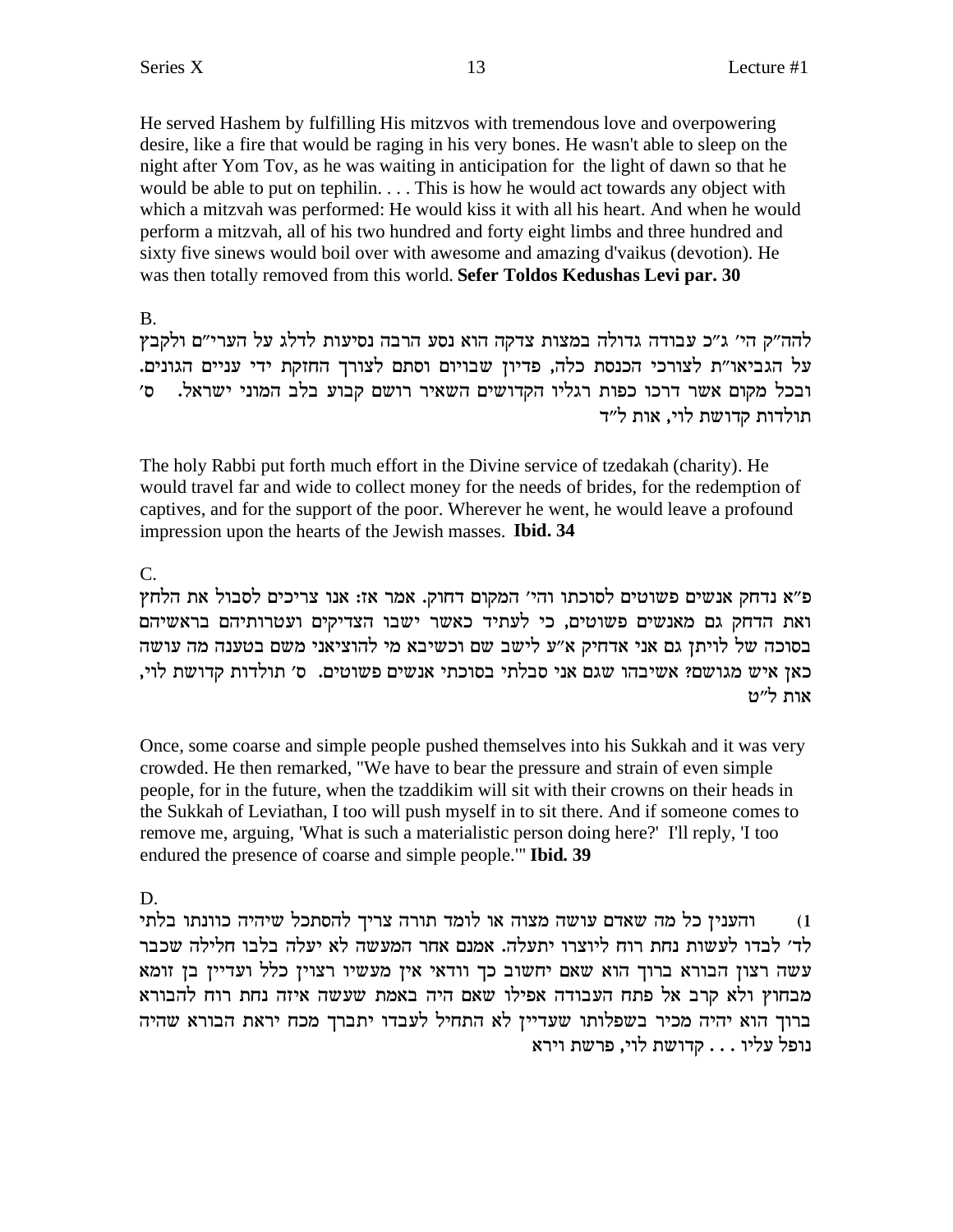He served Hashem by fulfilling His mitzvos with tremendous love and overpowering desire, like a fire that would be raging in his very bones. He wasn't able to sleep on the night after Yom Tov, as he was waiting in anticipation for the light of dawn so that he would be able to put on tephilin. . . . This is how he would act towards any object with which a mitzvah was performed: He would kiss it with all his heart. And when he would perform a mitzvah, all of his two hundred and forty eight limbs and three hundred and sixty five sinews would boil over with awesome and amazing d'vaikus (devotion). He was then totally removed from this world. **Sefer Toldos Kedushas Levi par. 30**

B.

להה"ק הי' ג"כ עבודה גדולה במצות צדקה הוא נסע הרבה נסיעות לדלג על הערי"ם ולקבץ על הגביאו"ת לצורכי הכנסת כלה, פדיון שבויים וסתם לצורך החזקת ידי עניים הגונים. ובכל מקום אשר דרכו כפות רגליו הקדושים השאיר רושם קבוע בלב המוני ישראל. ס' תולדות קדושת לוי, אות ל"ד

The holy Rabbi put forth much effort in the Divine service of tzedakah (charity). He would travel far and wide to collect money for the needs of brides, for the redemption of captives, and for the support of the poor. Wherever he went, he would leave a profound impression upon the hearts of the Jewish masses. **Ibid. 34**

C.

פ"א נדחק אנשים פשוטים לסוכתו והי' המקום דחוק. אמר אז: אנו צריכים לסבול את הלחץ ואת הדחק גם מאנשים פשוטים, כי לעתיד כאשר ישבו הצדיקים ועטרותיהם בראשיהם בסוכה של לויתן גם אני אדחיק א"ע לישב שם וכשיבא מי להוציאני משם בטענה מה עושה כאן איש מגושם? אשיבהו שגם אני סבלתי בסוכתי אנשים פשוטים. ס' תולדות קדושת לוי, אות ל"ט

Once, some coarse and simple people pushed themselves into his Sukkah and it was very crowded. He then remarked, "We have to bear the pressure and strain of even simple people, for in the future, when the tzaddikim will sit with their crowns on their heads in the Sukkah of Leviathan, I too will push myself in to sit there. And if someone comes to remove me, arguing, 'What is such a materialistic person doing here?' I'll reply, 'I too endured the presence of coarse and simple people.'" **Ibid. 39**

D.

1) והענין כל מה שאדם עושה מצוה או לומד תורה צריך להסתכל שיהיה כוונתו בלתי לד' לבדו לעשות נחת רוח ליוצרו יתעלה. אמנם אחר המעשה לא יעלה בלבו חלילה שכבר עשה רצון הבורא ברוך הוא שאם יחשוב כך וודאי אין מעשיו רצוין כלל ועדיין בן זומא מבחוץ ולא קרב אל פתח העבודה אפילו שאם היה באמת שעשה איזה נחת רוח להבורא ברוך הוא יהיה מכיר בשפלותו שעדיין לא התחיל לעבדו יתברך מכח יראת הבורא שהיה נופל עליו . . . קדושת לוי, פרשת וירא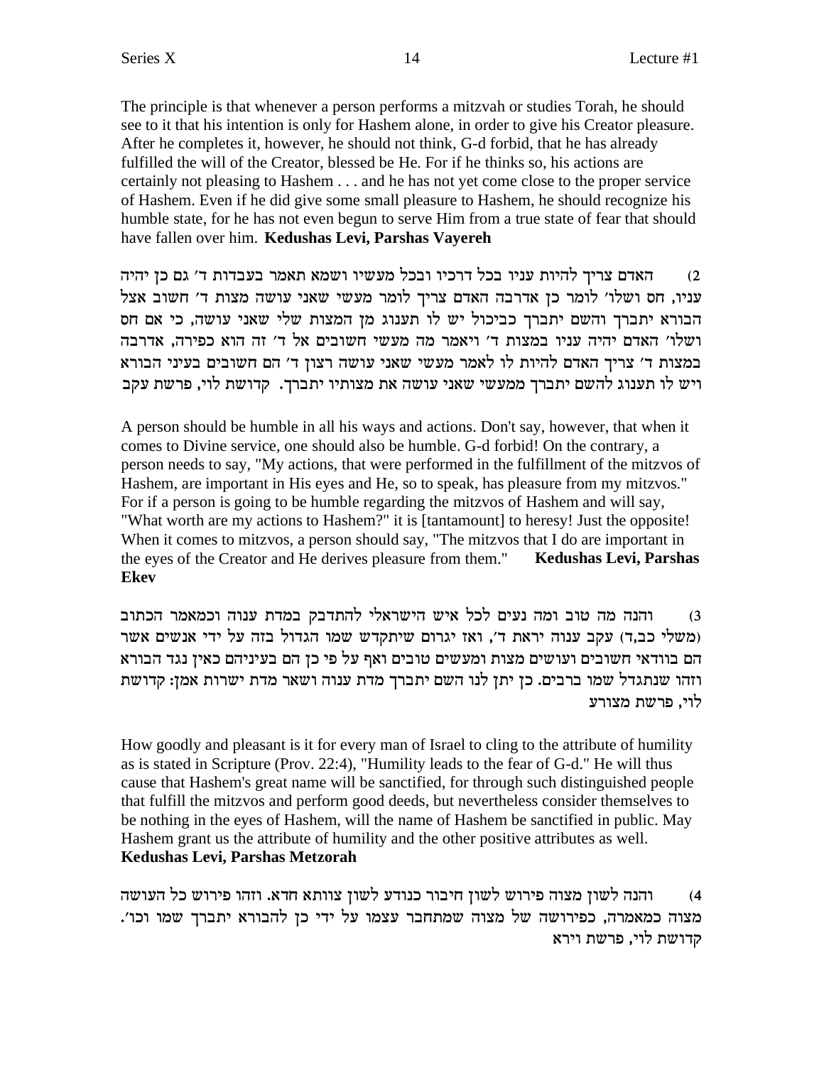The principle is that whenever a person performs a mitzvah or studies Torah, he should see to it that his intention is only for Hashem alone, in order to give his Creator pleasure. After he completes it, however, he should not think, G-d forbid, that he has already fulfilled the will of the Creator, blessed be He. For if he thinks so, his actions are certainly not pleasing to Hashem . . . and he has not yet come close to the proper service of Hashem. Even if he did give some small pleasure to Hashem, he should recognize his humble state, for he has not even begun to serve Him from a true state of fear that should have fallen over him. **Kedushas Levi, Parshas Vayereh**

2) האדם צריך להיות עניו בכל דרכיו ובכל מעשיו ושמא תאמר בעבדות ד׳ גם כן יהיה עניו, חס ושלו׳ לומר כן אדרבה האדם צריך לומר מעשי שאני עושה מצות ד׳ חשוב אצל הבורא יתברך והשם יתברך כביכול יש לו תענוג מן המצות שלי שאני עושה, כי אם חס ושלו׳ האדם יהיה עניו במצות ד׳ ויאמר מה מעשי חשובים אל ד׳ זה הוא כפירה, אדרבה במצות ד׳ צריך האדם להיות לו לאמר מעשי שאני עושה רצון ד׳ הם חשובים בעיני הבורא ויש לו תענוג להשם יתברך ממעשי שאני עושה את מצותיו יתברך. קדושת לוי, פרשת עקב

A person should be humble in all his ways and actions. Don't say, however, that when it comes to Divine service, one should also be humble. G-d forbid! On the contrary, a person needs to say, "My actions, that were performed in the fulfillment of the mitzvos of Hashem, are important in His eyes and He, so to speak, has pleasure from my mitzvos." For if a person is going to be humble regarding the mitzvos of Hashem and will say, "What worth are my actions to Hashem?" it is [tantamount] to heresy! Just the opposite! When it comes to mitzvos, a person should say, "The mitzvos that I do are important in the eyes of the Creator and He derives pleasure from them." **Kedushas Levi, Parshas Ekev**

3) והנה מה טוב ומה נעים לכל איש הישראלי להתדבק במדת ענוה וכמאמר הכתוב (משלי כב,ד) עקב ענוה יראת ד׳, ואז יגרום שיתקדש שמו הגדול בזה על ידי אנשים אשר הם בוודאי חשובים ועושים מצות ומעשים טובים ואף על פי כן הם בעיניהם כאין נגד הבורא וזהו שנתגדל שמו ברבים. כן יתן לנו השם יתברך מדת ענוה ושאר מדת ישרות אמן: קדושת לוי, פרשת מצורע

How goodly and pleasant is it for every man of Israel to cling to the attribute of humility as is stated in Scripture (Prov. 22:4), "Humility leads to the fear of G-d." He will thus cause that Hashem's great name will be sanctified, for through such distinguished people that fulfill the mitzvos and perform good deeds, but nevertheless consider themselves to be nothing in the eyes of Hashem, will the name of Hashem be sanctified in public. May Hashem grant us the attribute of humility and the other positive attributes as well. **Kedushas Levi, Parshas Metzorah**

4) והנה לשון מצוה פירוש לשון חיבור כנודע לשון צוותא חדא. וזהו פירוש כל העושה מצוה כמאמרה, כפירושה של מצוה שמתחבר עצמו על ידי כן להבורא יתברך שמו וכו׳. קדושת לוי, פרשת וירא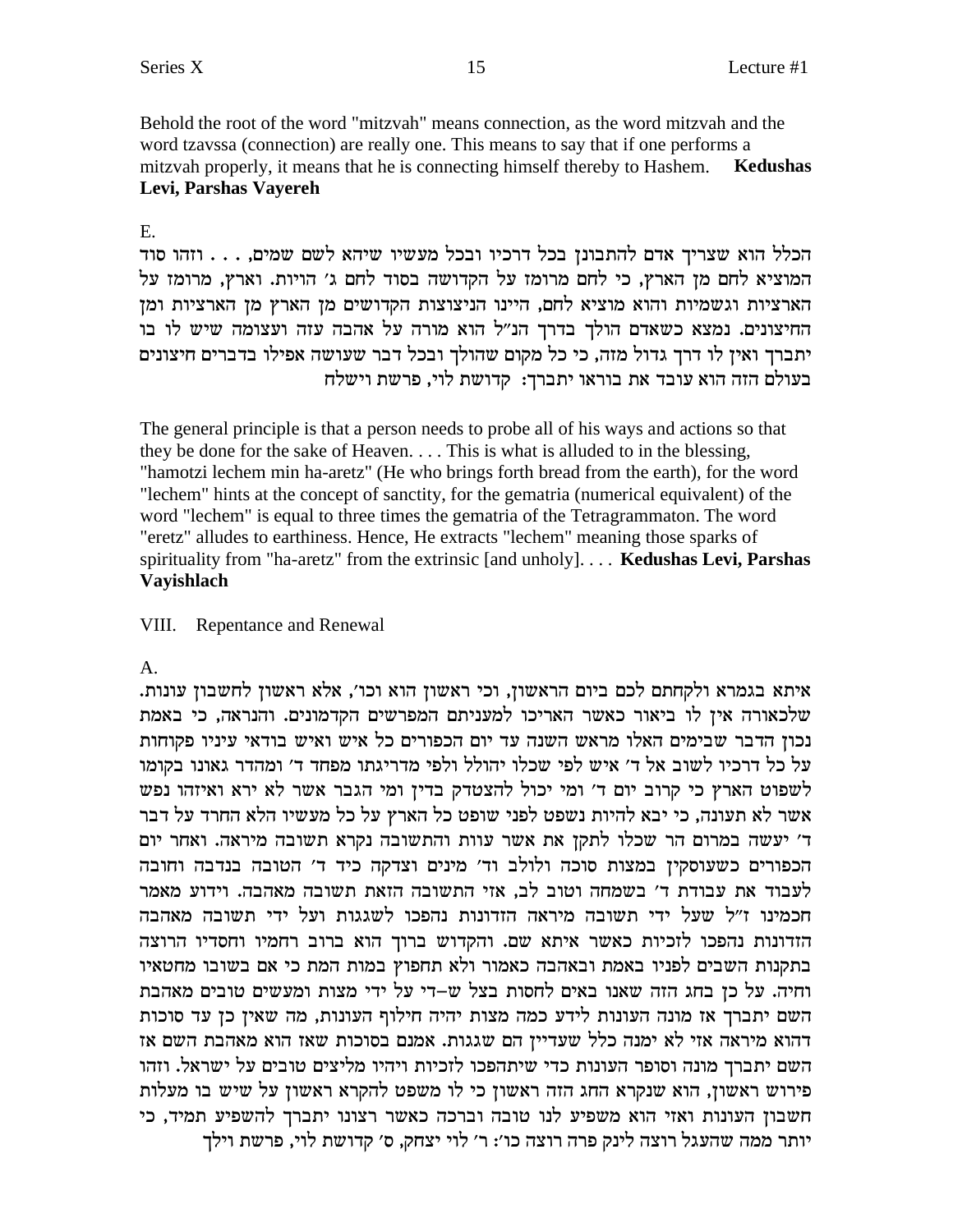Behold the root of the word "mitzvah" means connection, as the word mitzvah and the word tzavssa (connection) are really one. This means to say that if one performs a mitzvah properly, it means that he is connecting himself thereby to Hashem. **Kedushas Levi, Parshas Vayereh**

E.

הכלל הוא שצריך אדם להתבונן בכל דרכיו ובכל מעשיו שיהא לשם שמים, . . . וזהו סוד המוציא לחם מן הארץ, כי לחם מרומז על הקדושה בסוד לחם ג' הויות. וארץ, מרומז על הארציות וגשמיות והוא מוציא לחם, היינו הניצוצות הקדושים מן הארץ מן הארציות ומן החיצונים. נמצא כשאדם הולך בדרך הנ"ל הוא מורה על אהבה עזה ועצומה שיש לו בו יתברך ואין לו דרך גדול מזה, כי כל מקום שהולך ובכל דבר שעושה אפילו בדברים חיצונים בעולם הזה הוא עובד את בוראו יתברך: קדושת לוי, פרשת וישלח

The general principle is that a person needs to probe all of his ways and actions so that they be done for the sake of Heaven. . . . This is what is alluded to in the blessing, "hamotzi lechem min ha-aretz" (He who brings forth bread from the earth), for the word "lechem" hints at the concept of sanctity, for the gematria (numerical equivalent) of the word "lechem" is equal to three times the gematria of the Tetragrammaton. The word "eretz" alludes to earthiness. Hence, He extracts "lechem" meaning those sparks of spirituality from "ha-aretz" from the extrinsic [and unholy]. . . . **Kedushas Levi, Parshas Vayishlach**

## VIII. Repentance and Renewal

A.

איתא בגמרא ולקחתם לכם ביום הראשון, וכי ראשון הוא וכו', אלא ראשון לחשבון עונות. שלכאורה אין לו ביאור כאשר האריכו למעניתם המפרשים הקדמונים. והנראה, כי באמת נכון הדבר שבימים האלו מראש השנה עד יום הכפורים כל איש ואיש בודאי עיניו פקוחות על כל דרכיו לשוב אל ד' איש לפי שכלו יהולל ולפי מדריגתו מפחד ד' ומהדר גאונו בקומו לשפוט הארץ כי קרוב יום ד' ומי יכול להצטדק בדין ומי הגבר אשר לא ירא ואיזהו נפש אשר לא תעונה, כי יבא להיות נשפט לפני שופט כל הארץ על כל מעשיו הלא החרד על דבר ד' יעשה במרום הר שכלו לתקן את אשר עוות והתשובה נקרא תשובה מיראה. ואחר יום הכפורים כשעוסקין במצות סוכה ולולב וד' מינים וצדקה כיד ד' הטובה בנדבה וחובה לעבוד את עבודת ד' בשמחה וטוב לב, אזי התשובה הזאת תשובה מאהבה. וידוע מאמר חכמינו ז"ל שעל ידי תשובה מיראה הזדונות נהפכו לשגגות ועל ידי תשובה מאהבה הזדונות נהפכו לזכיות כאשר איתא שם. והקדוש ברוך הוא ברוב רחמיו וחסדיו הרוצה בתקנות השבים לפניו באמת ובאהבה כאמור ולא תחפוץ במות המת כי אם בשובו מחטאיו וחיה. על כן בחג הזה שאנו באים לחסות בצל ש–די על ידי מצות ומעשים טובים מאהבת השם יתברך אז מונה העונות לידע כמה מצות יהיה חילוף העונות, מה שאין כן עד סוכות דהוא מיראה אזי לא ימנה כלל שעדיין הם שגגות. אמנם בסוכות שאז הוא מאהבת השם אז השם יתברך מונה וסופר העונות כדי שיתהפכו לזכיות ויהיו מליצים טובים על ישראל. וזהו פירוש ראשון, הוא שנקרא החג הזה ראשון כי לו משפט להקרא ראשון על שיש בו מעלות חשבון העונות ואזי הוא משפיע לנו טובה וברכה כאשר רצונו יתברך להשפיע תמיד, כי יותר ממה שהעגל רוצה לינק פרה רוצה כו': ר' לוי יצחק, ס' קדושת לוי, פרשת וילך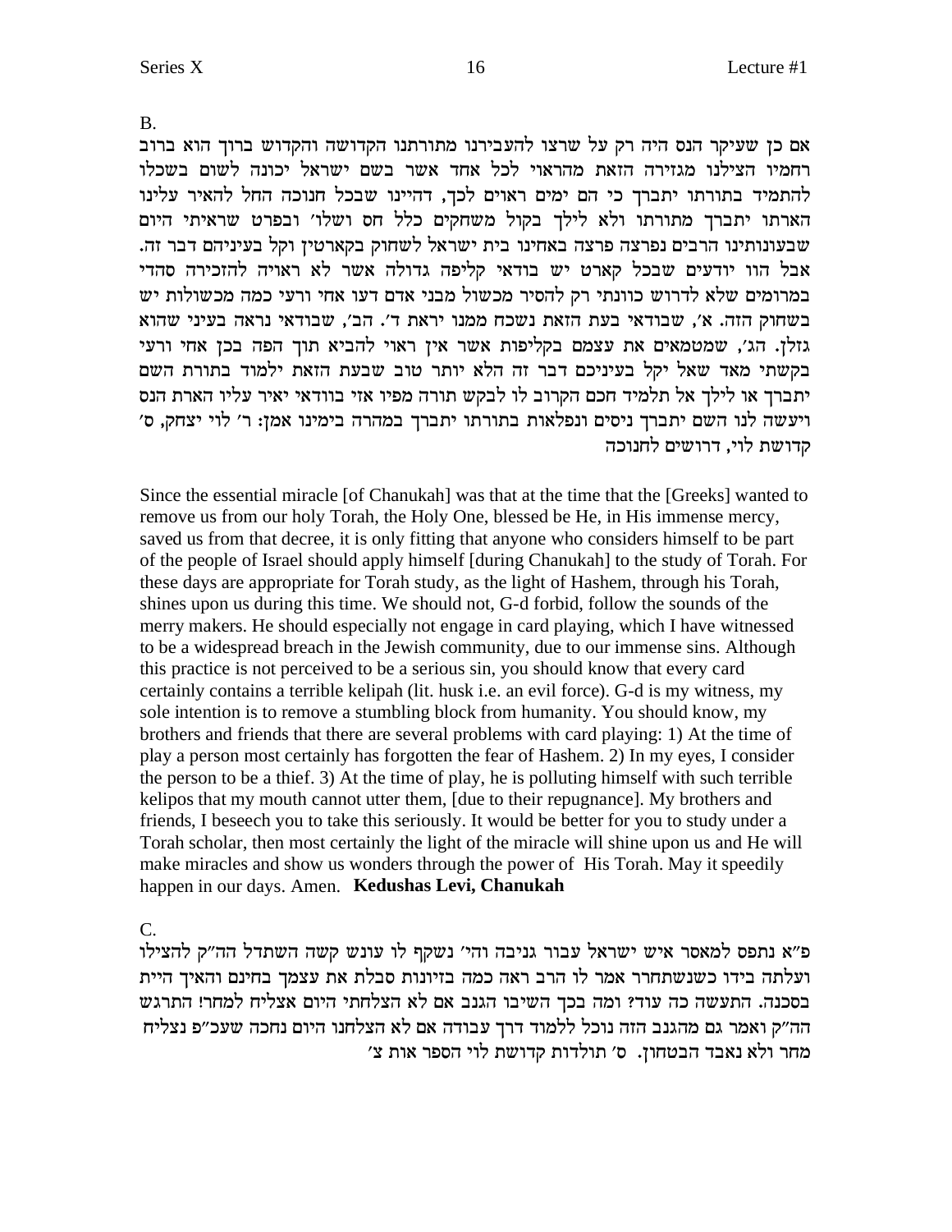B.

אם כן שעיקר הנס היה רק על שרצו להעבירנו מתורתנו הקדושה והקדוש ברוך הוא ברוב רחמיו הצילנו מגזירה הזאת מהראוי לכל אחד אשר בשם ישראל יכונה לשום בשכלו להתמיד בתורתו יתברך כי הם ימים ראוים לכך, דהיינו שבכל חנוכה החל להאיר עלינו הארתו יתברך מתורתו ולא לילך בקול משחקים כלל חס ושלו' ובפרט שראיתי היום שבעונותינו הרבים נפרצה פרצה באחינו בית ישראל לשחוק בקארטין וקל בעיניהם דבר זה. אבל הוו יודעים שבכל קארט יש בודאי קליפה גדולה אשר לא ראויה להזכירה סהדי במרומים שלא לדרוש כוונתי רק להסיר מכשול מבני אדם דעו אחי ורעי כמה מכשולות יש בשחוק הזה. א', שבודאי בעת הזאת נשכח ממנו יראת ד'. הב', שבודאי נראה בעיני שהוא גזלן. הג', שמטמאים את עצמם בקליפות אשר אין ראוי להביא תוך הפה בכן אחי ורעי בקשתי מאד שאל יקל בעיניכם דבר זה הלא יותר טוב שבעת הזאת ילמוד בתורת השם יתברך או לילך אל תלמיד חכם הקרוב לו לבקש תורה מפיו אזי בוודאי יאיר עליו הארת הנס ויעשה לנו השם יתברך ניסים ונפלאות בתורתו יתברך במהרה בימינו אמן: ר' לוי יצחק, ס' קדושת לוי, דרושים לחנוכה

Since the essential miracle [of Chanukah] was that at the time that the [Greeks] wanted to remove us from our holy Torah, the Holy One, blessed be He, in His immense mercy, saved us from that decree, it is only fitting that anyone who considers himself to be part of the people of Israel should apply himself [during Chanukah] to the study of Torah. For these days are appropriate for Torah study, as the light of Hashem, through his Torah, shines upon us during this time. We should not, G-d forbid, follow the sounds of the merry makers. He should especially not engage in card playing, which I have witnessed to be a widespread breach in the Jewish community, due to our immense sins. Although this practice is not perceived to be a serious sin, you should know that every card certainly contains a terrible kelipah (lit. husk i.e. an evil force). G-d is my witness, my sole intention is to remove a stumbling block from humanity. You should know, my brothers and friends that there are several problems with card playing: 1) At the time of play a person most certainly has forgotten the fear of Hashem. 2) In my eyes, I consider the person to be a thief. 3) At the time of play, he is polluting himself with such terrible kelipos that my mouth cannot utter them, [due to their repugnance]. My brothers and friends, I beseech you to take this seriously. It would be better for you to study under a Torah scholar, then most certainly the light of the miracle will shine upon us and He will make miracles and show us wonders through the power of His Torah. May it speedily happen in our days. Amen. **Kedushas Levi, Chanukah**

C.

פ"א נתפס למאסר איש ישראל עבור גניבה והי' נשקף לו עונש קשה השתדל הה"ק להצילו ועלתה בידו כשנשתחרר אמר לו הרב ראה כמה בזיונות סבלת את עצמך בחינם והאיך היית בסכנה. התעשה כה עוד? ומה בכך השיבו הגנב אם לא הצלחתי היום אצליח למחר! התרגש הה"ק ואמר גם מהגנב הזה נוכל ללמוד דרך עבודה אם לא הצלחנו היום נחכה שעכ"פ נצליח מחר ולא נאבד הבטחון. ס' תולדות קדושת לוי הספר אות צ'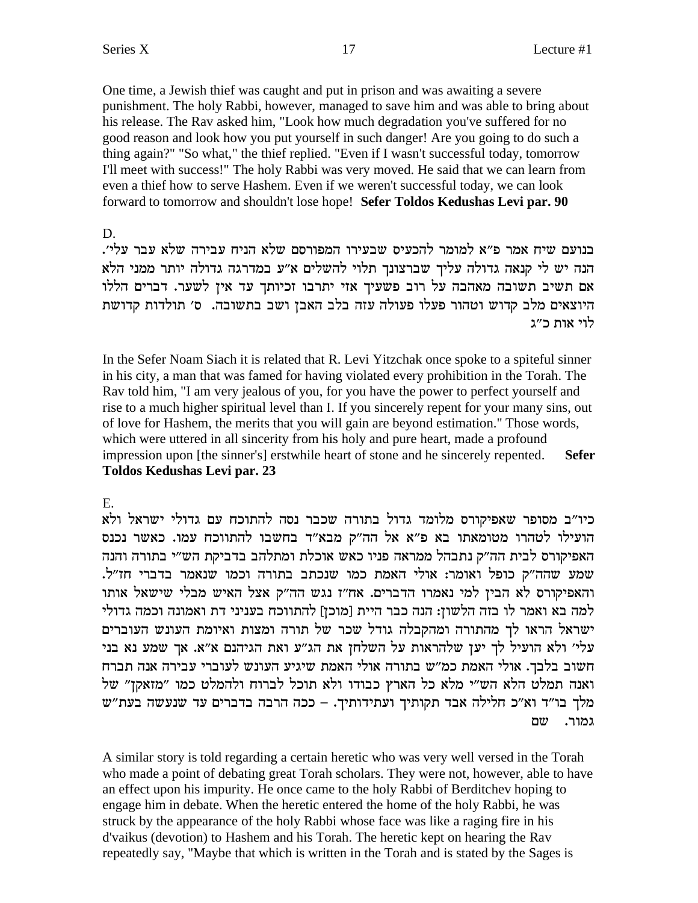One time, a Jewish thief was caught and put in prison and was awaiting a severe punishment. The holy Rabbi, however, managed to save him and was able to bring about his release. The Rav asked him, "Look how much degradation you've suffered for no good reason and look how you put yourself in such danger! Are you going to do such a thing again?" "So what," the thief replied. "Even if I wasn't successful today, tomorrow I'll meet with success!" The holy Rabbi was very moved. He said that we can learn from even a thief how to serve Hashem. Even if we weren't successful today, we can look forward to tomorrow and shouldn't lose hope! **Sefer Toldos Kedushas Levi par. 90**

D.

בנועם שיח אמר פ"א למומר להכעיס שבעירו המפורסם שלא הניח עבירה שלא עבר עלי'. הנה יש לי קנאה גדולה עליך שברצונך תלוי להשלים א"ע במדרגה גדולה יותר ממני הלא אם תשיב תשובה מאהבה על רוב פשעיך אזי יתרבו זכיותך עד אין לשער. דברים הללו היוצאים מלב קדוש וטהור פעלו פעולה עזה בלב האבן ושב בתשובה. ס' תולדות קדושת לוי אות כ"ג

In the Sefer Noam Siach it is related that R. Levi Yitzchak once spoke to a spiteful sinner in his city, a man that was famed for having violated every prohibition in the Torah. The Rav told him, "I am very jealous of you, for you have the power to perfect yourself and rise to a much higher spiritual level than I. If you sincerely repent for your many sins, out of love for Hashem, the merits that you will gain are beyond estimation." Those words, which were uttered in all sincerity from his holy and pure heart, made a profound impression upon [the sinner's] erstwhile heart of stone and he sincerely repented. **Sefer Toldos Kedushas Levi par. 23**

E.

כיו"ב מסופר שאפיקורס מלומד גדול בתורה שכבר נסה להתוכח עם גדולי ישראל ולא הועילו לטהרו מטומאתו בא פ"א אל הה"ק מבא"ד בחשבו להתווכח עמו. כאשר נכנס האפיקורס לבית הה"ק נתבהל ממראה פניו כאש אוכלת ומתלהב בדביקת השי"ת בתורה והנה שמע שהה"ק כופל ואומר: אולי האמת כמו שנכתב בתורה וכמו שנאמר בדברי חז"ל. והאפיקורס לא הבין למי נאמרו הדברים. אח"ז נגש הה"ק אצל האיש מבלי שישאל אותו למה בא ואמר לו בזה הלשון: הנה כבר היית [מוכן] להתווכח בעניני דת ואמונה וכמה גדולי ישראל הראו לך מהתורה ומהקבלה גודל שכר של תורה ומצות ואיומת העונש העוברים עלי' ולא הועיל לך יען שלהראות על השלחן את הג"ע ואת הגיהנם א"א. אך שמע נא בני חשוב בלבך. אולי האמת כמ"ש בתורה אולי האמת שיגיע העונש לעוברי עבירה אנה תברח ואנה תמלט הלא השי"ת מלא כל הארץ כבודו ולא תוכל לברוח ולהמלט כמו "מזאקן" של מלך בו"ד וא"כ חלילה אבד תקותיך ועתידותיך. – ככה הרבה בדברים עד שנעשה בעת"ש גמור. שם

A similar story is told regarding a certain heretic who was very well versed in the Torah who made a point of debating great Torah scholars. They were not, however, able to have an effect upon his impurity. He once came to the holy Rabbi of Berditchev hoping to engage him in debate. When the heretic entered the home of the holy Rabbi, he was struck by the appearance of the holy Rabbi whose face was like a raging fire in his d'vaikus (devotion) to Hashem and his Torah. The heretic kept on hearing the Rav repeatedly say, "Maybe that which is written in the Torah and is stated by the Sages is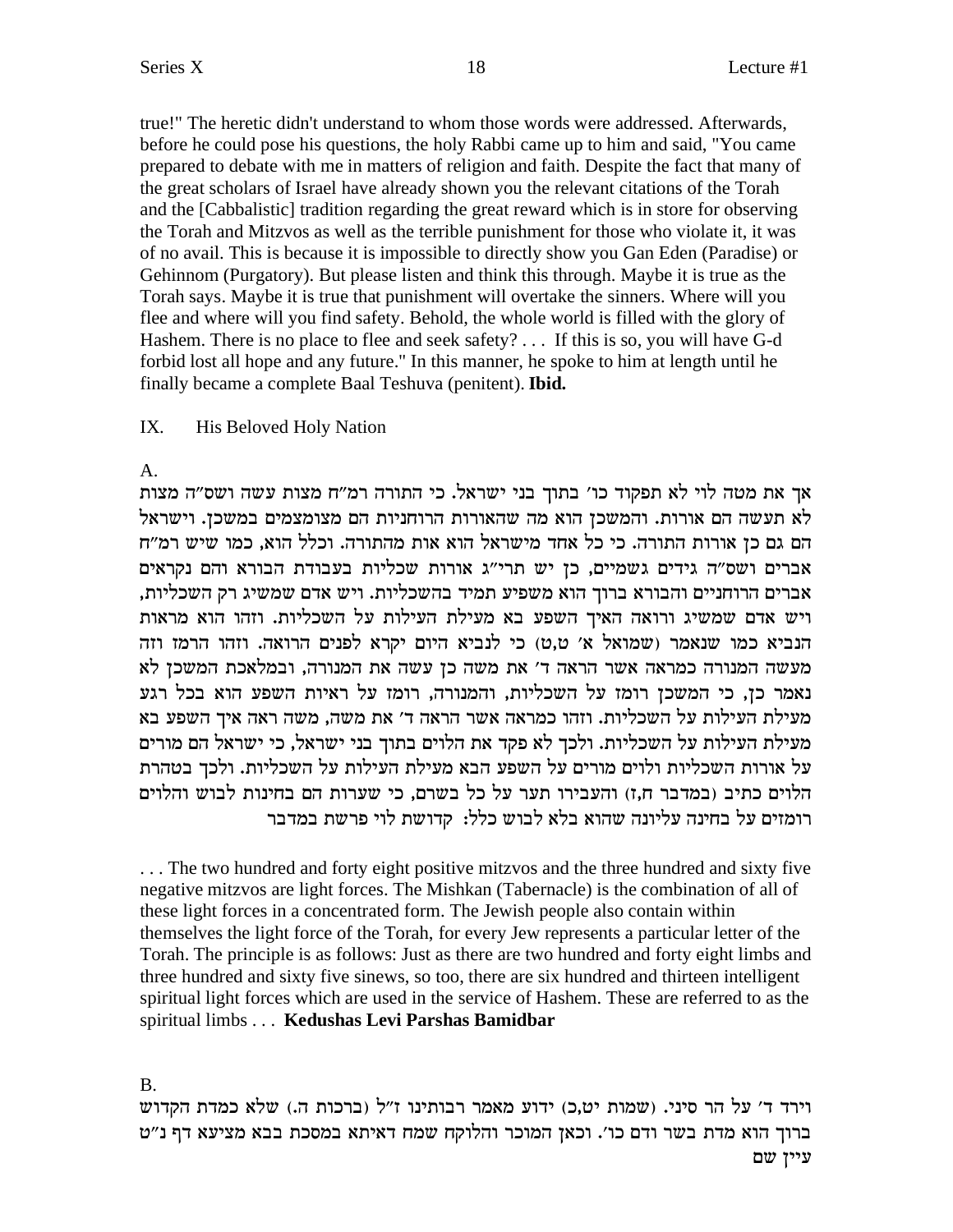true!" The heretic didn't understand to whom those words were addressed. Afterwards, before he could pose his questions, the holy Rabbi came up to him and said, "You came prepared to debate with me in matters of religion and faith. Despite the fact that many of the great scholars of Israel have already shown you the relevant citations of the Torah and the [Cabbalistic] tradition regarding the great reward which is in store for observing the Torah and Mitzvos as well as the terrible punishment for those who violate it, it was of no avail. This is because it is impossible to directly show you Gan Eden (Paradise) or Gehinnom (Purgatory). But please listen and think this through. Maybe it is true as the Torah says. Maybe it is true that punishment will overtake the sinners. Where will you flee and where will you find safety. Behold, the whole world is filled with the glory of Hashem. There is no place to flee and seek safety? . . . If this is so, you will have G-d forbid lost all hope and any future." In this manner, he spoke to him at length until he finally became a complete Baal Teshuva (penitent). **Ibid.**

IX. His Beloved Holy Nation

A.

אך את מטה לוי לא תפקוד כו' בתוך בני ישראל. כי התורה רמ"ח מצות עשה ושס"ה מצות לא תעשה הם אורות. והמשכן הוא מה שהאורות הרוחניות הם מצומצמים במשכן. וישראל הם גם כן אורות התורה. כי כל אחד מישראל הוא אות מהתורה. וכלל הוא, כמו שיש רמ"ח אברים ושס"ה גידים גשמיים, כן יש תרי"ג אורות שכליות בעבודת הבורא והם נקראים אברים הרוחניים והבורא ברוך הוא משפיע תמיד בהשכליות. ויש אדם שמשיג רק השכליות, ויש אדם שמשיג ורואה האיך השפע בא מעילת העילות על השכליות. וזהו הוא מראות הנביא כמו שנאמר (שמואל א' ט,ט) כי לנביא היום יקרא לפנים הרואה. וזהו הרמז וזה מעשה המנורה כמראה אשר הראה ד' את משה כן עשה את המנורה, ובמלאכת המשכן לא נאמר כן, כי המשכן רומז על השכליות, והמנורה, רומז על ראיות השפע הוא בכל רגע מעילת העילות על השכליות. וזהו כמראה אשר הראה ד' את משה, משה ראה איך השפע בא מעילת העילות על השכליות. ולכך לא פקד את הלוים בתוך בני ישראל, כי ישראל הם מורים על אורות השכליות ולוים מורים על השפע הבא מעילת העילות על השכליות. ולכך בטהרת הלוים כתיב (במדבר ח,ז) והעבירו תער על כל בשרם, כי שערות הם בחינות לבוש והלוים רומזים על בחינה עליונה שהוא בלא לבוש כלל: קדושת לוי פרשת במדבר

. . . The two hundred and forty eight positive mitzvos and the three hundred and sixty five negative mitzvos are light forces. The Mishkan (Tabernacle) is the combination of all of these light forces in a concentrated form. The Jewish people also contain within themselves the light force of the Torah, for every Jew represents a particular letter of the Torah. The principle is as follows: Just as there are two hundred and forty eight limbs and three hundred and sixty five sinews, so too, there are six hundred and thirteen intelligent spiritual light forces which are used in the service of Hashem. These are referred to as the spiritual limbs . . . **Kedushas Levi Parshas Bamidbar**

B.

וירד ד' על הר סיני. (שמות יט,כ) ידוע מאמר רבותינו ז"ל (ברכות ה.) שלא כמדת הקדוש ברוך הוא מדת בשר ודם כו'. וכאן המוכר והלוקח שמח דאיתא במסכת בבא מציעא דף נ"ט עיין שם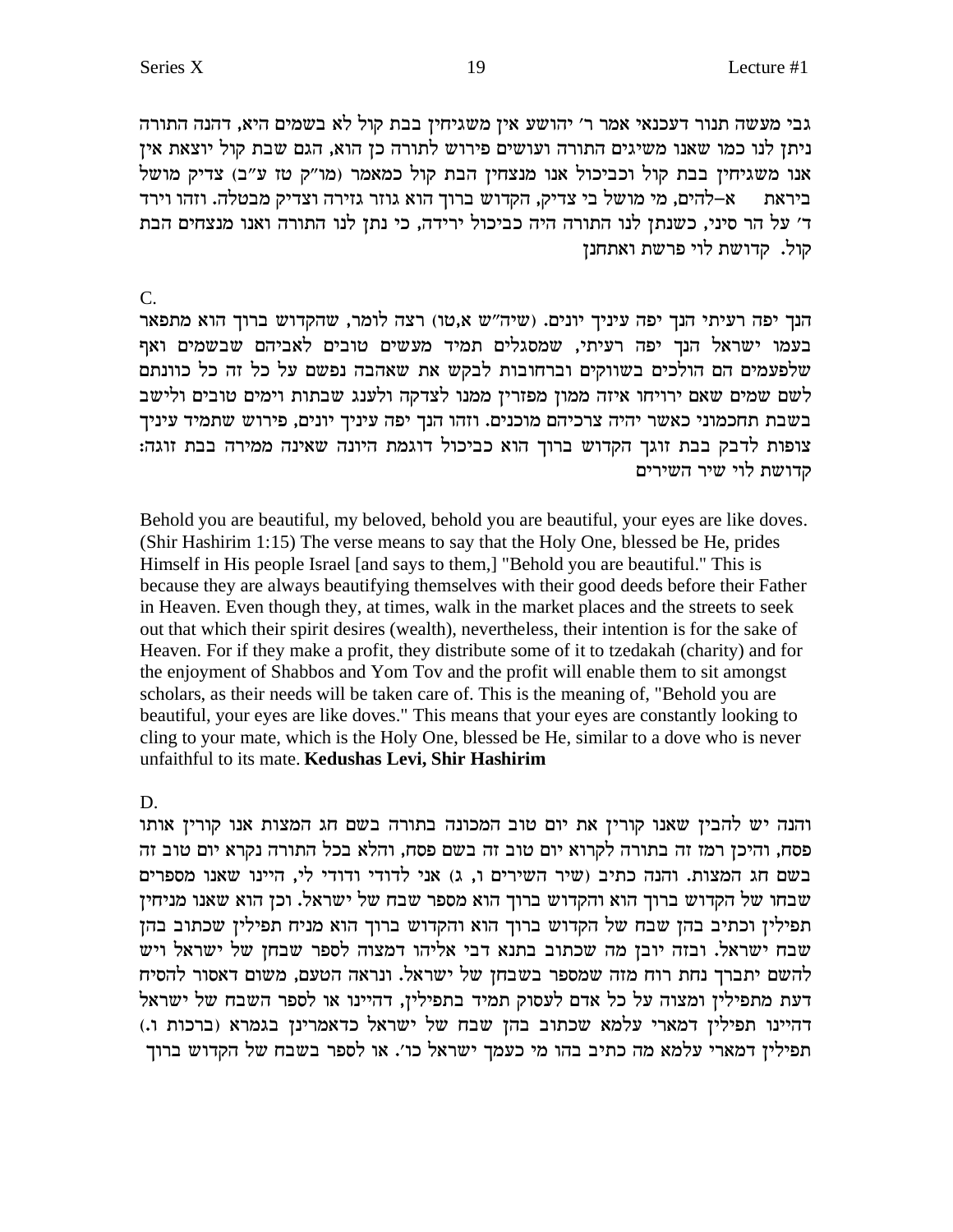גבי מעשה תנור דעכנאי אמר ר' יהושע אין משגיחין בבת קול לא בשמים היא, דהנה התורה ניתן לנו כמו שאנו משיגים התורה ועושים פירוש לתורה כן הוא, הגם שבת קול יוצאת אין אנו משגיחין בבת קול וכביכול אנו מנצחין הבת קול כמאמר (מו"ק טז ע"ב) צדיק מושל ביראת א–להים, מי מושל בי צדיק, הקדוש ברוך הוא גוזר גזירה וצדיק מבטלה. וזהו וירד ד' על הר סיני, כשנתן לנו התורה היה כביכול ירידה, כי נתן לנו התורה ואנו מנצחים הבת קול. **קדושת לוי פרשת ואתחנן**

C.

הנך יפה רעיתי הנך יפה עיניך יונים. (שיה"ש א,טו) רצה לומר, שהקדוש ברוך הוא מתפאר בעמו ישראל הנך יפה רעיתי, שמסגלים תמיד מעשים טובים לאביהם שבשמים ואף שלפעמים הם הולכים בשווקים וברחובות לבקש את שאהבה נפשם על כל זה כל כוונתם לשם שמים שאם ירויחו איזה ממון מפזרין ממנו לצדקה ולענג שבתות וימים טובים ולישב בשבת תחכמוני כאשר יהיה צרכיהם מוכנים. וזהו הנך יפה עיניך יונים, פירוש שתמיד עיניך צופות לדבק בבת זוגך הקדוש ברוך הוא כביכול דוגמת היונה שאינה ממירה בבת זוגה: **קדושת לוי שיר השירים**

Behold you are beautiful, my beloved, behold you are beautiful, your eyes are like doves. (Shir Hashirim 1:15) The verse means to say that the Holy One, blessed be He, prides Himself in His people Israel [and says to them,] "Behold you are beautiful." This is because they are always beautifying themselves with their good deeds before their Father in Heaven. Even though they, at times, walk in the market places and the streets to seek out that which their spirit desires (wealth), nevertheless, their intention is for the sake of Heaven. For if they make a profit, they distribute some of it to tzedakah (charity) and for the enjoyment of Shabbos and Yom Tov and the profit will enable them to sit amongst scholars, as their needs will be taken care of. This is the meaning of, "Behold you are beautiful, your eyes are like doves." This means that your eyes are constantly looking to cling to your mate, which is the Holy One, blessed be He, similar to a dove who is never unfaithful to its mate. **Kedushas Levi, Shir Hashirim**

D.

והנה יש להבין שאנו קורין את יום טוב המכונה בתורה בשם חג המצות אנו קורין אותו פסח, והיכן רמז זה בתורה לקרוא יום טוב זה בשם פסח, והלא בכל התורה נקרא יום טוב זה בשם חג המצות. והנה כתיב (שיר השירים ו, ג) אני לדודי ודודי לי, היינו שאנו מספרים שבחו של הקדוש ברוך הוא והקדוש ברוך הוא מספר שבח של ישראל. וכן הוא שאנו מניחין תפילין וכתיב בהן שבח של הקדוש ברוך הוא והקדוש ברוך הוא מניח תפילין שכתוב בהן שבח ישראל. ובזה יובן מה שכתוב בתנא דבי אליהו דמצוה לספר שבחן של ישראל ויש להשם יתברך נחת רוח מזה שמספר בשבחן של ישראל. ונראה הטעם, משום דאסור להסיח דעת מתפילין ומצוה על כל אדם לעסוק תמיד בתפילין, דהיינו או לספר השבח של ישראל דהיינו תפילין דמארי עלמא שכתוב בהן שבח של ישראל כדאמרינן בגמרא (ברכות ו.) תפילין דמארי עלמא מה כתיב בהו מי כעמך ישראל כו'. או לספר בשבח של הקדוש ברוך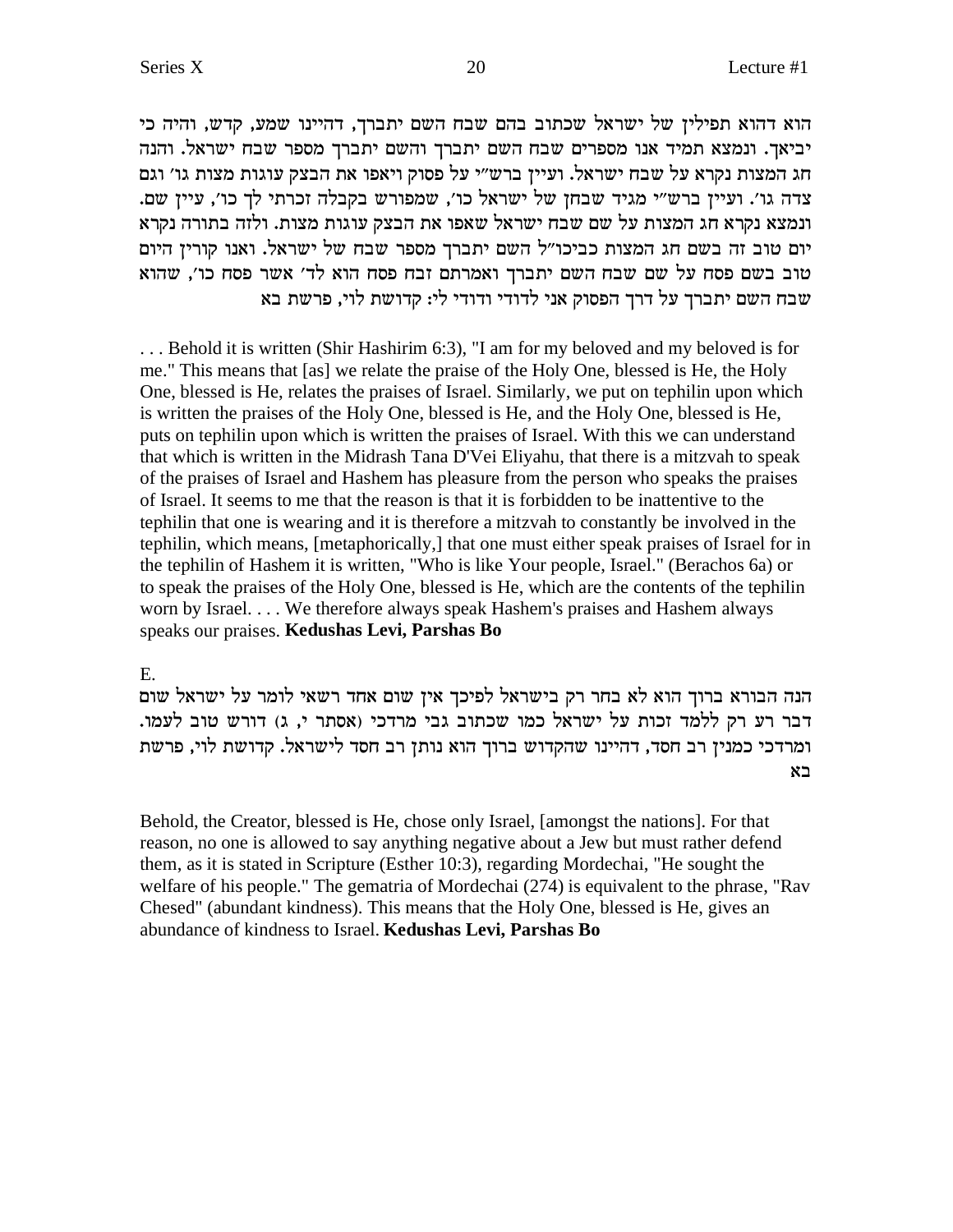הוא דהוא תפילין של ישראל שכתוב בהם שבח השם יתברך, דהיינו שמע, קדש, והיה כי יביאך. ונמצא תמיד אנו מספרים שבח השם יתברך והשם יתברך מספר שבח ישראל. והנה חג המצות נקרא על שבח ישראל. ועיין ברש"י על פסוק ויאפו את הבצק עוגות מצות גו' וגם צדה גו'. ועיין ברש"י מגיד שבחן של ישראל כו', שמפורש בקבלה זכרתי לך כו', עיין שם. ונמצא נקרא חג המצות על שם שבח ישראל שאפו את הבצק עוגות מצות. ולזה בתורה נקרא יום טוב זה בשם חג המצות כביכו"ל השם יתברך מספר שבח של ישראל. ואנו קורין היום טוב בשם פסח על שם שבח השם יתברך ואמרתם זבח פסח הוא לד' אשר פסח כו', שהוא שבח השם יתברך על דרך הפסוק אני לדודי ודודי לי: קדושת לוי, פרשת בא

. . . Behold it is written (Shir Hashirim 6:3), "I am for my beloved and my beloved is for me." This means that [as] we relate the praise of the Holy One, blessed is He, the Holy One, blessed is He, relates the praises of Israel. Similarly, we put on tephilin upon which is written the praises of the Holy One, blessed is He, and the Holy One, blessed is He, puts on tephilin upon which is written the praises of Israel. With this we can understand that which is written in the Midrash Tana D'Vei Eliyahu, that there is a mitzvah to speak of the praises of Israel and Hashem has pleasure from the person who speaks the praises of Israel. It seems to me that the reason is that it is forbidden to be inattentive to the tephilin that one is wearing and it is therefore a mitzvah to constantly be involved in the tephilin, which means, [metaphorically,] that one must either speak praises of Israel for in the tephilin of Hashem it is written, "Who is like Your people, Israel." (Berachos 6a) or to speak the praises of the Holy One, blessed is He, which are the contents of the tephilin worn by Israel. . . . We therefore always speak Hashem's praises and Hashem always speaks our praises. **Kedushas Levi, Parshas Bo**

E.

הנה הבורא ברוך הוא לא בחר רק בישראל לפיכך אין שום אחד רשאי לומר על ישראל שום דבר רע רק ללמד זכות על ישראל כמו שכתוב גבי מרדכי (אסתר י, ג) דורש טוב לעמו. ומרדכי כמנין רב חסד, דהיינו שהקדוש ברוך הוא נותן רב חסד לישראל. קדושת לוי, פרשת בא

Behold, the Creator, blessed is He, chose only Israel, [amongst the nations]. For that reason, no one is allowed to say anything negative about a Jew but must rather defend them, as it is stated in Scripture (Esther 10:3), regarding Mordechai, "He sought the welfare of his people." The gematria of Mordechai (274) is equivalent to the phrase, "Rav Chesed" (abundant kindness). This means that the Holy One, blessed is He, gives an abundance of kindness to Israel. **Kedushas Levi, Parshas Bo**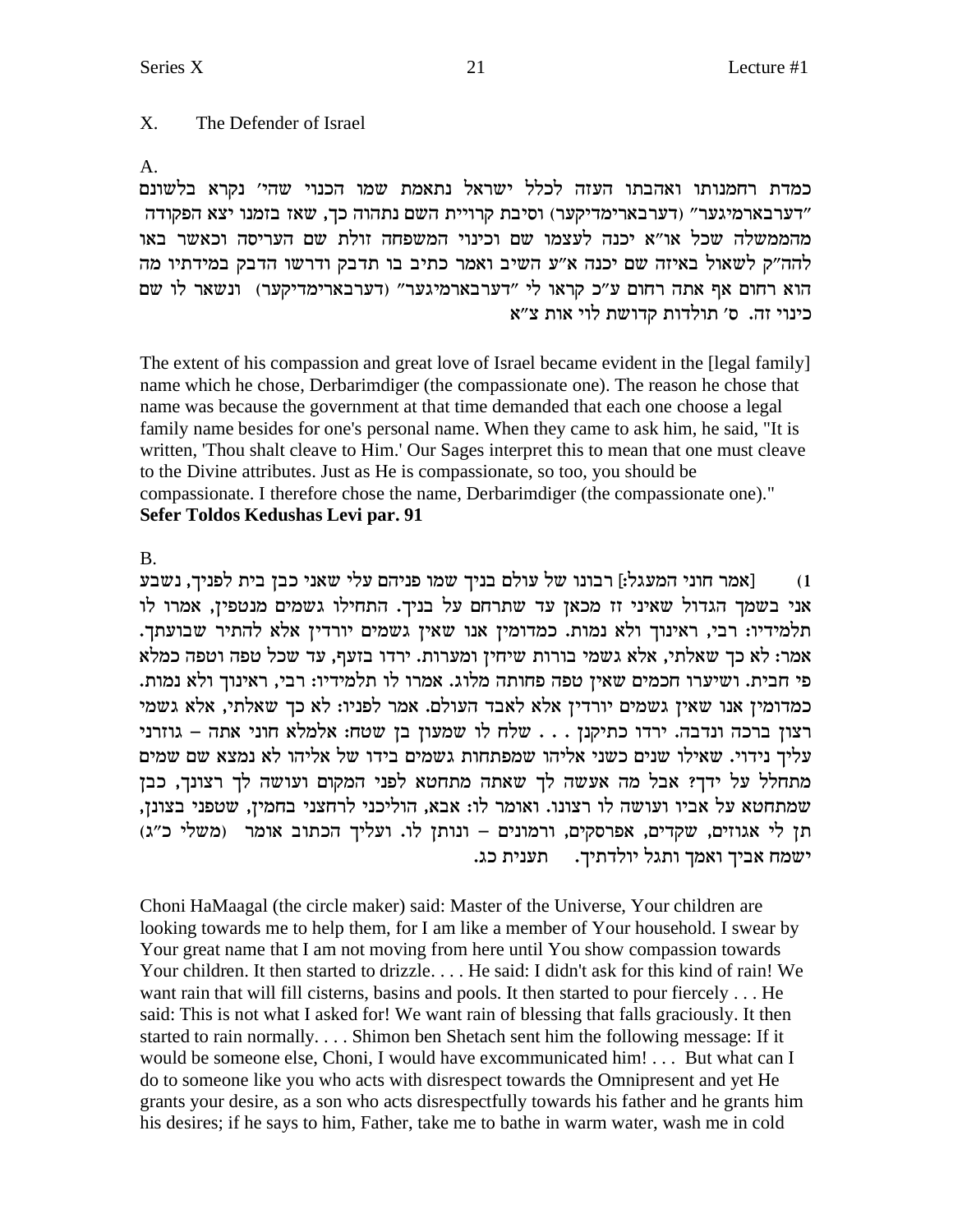## X. The Defender of Israel

A.

כמדת רחמנותו ואהבתו העזה לכלל ישראל נתאמת שמו הכנוי שהי' נקרא בלשונם "דערבארמיגער" (דערבארימדיקער) וסיבת קרויית השם נתהוה כך, שאז בזמנו יצא הפקודה מהממשלה שכל או"א יכנה לעצמו שם וכינוי המשפחה זולת שם העריסה וכאשר באו להה"ק לשאול באיזה שם יכנה א"ע השיב ואמר כתיב בו תדבק ודרשו הדבק במידתיו מה הוא רחום אף אתה רחום ע"כ קראו לי "דערבארמיגער" (דערבארימדיקער) ונשאר לו שם כינוי זה. ס' תולדות קדושת לוי אות צ"א

The extent of his compassion and great love of Israel became evident in the [legal family] name which he chose, Derbarimdiger (the compassionate one). The reason he chose that name was because the government at that time demanded that each one choose a legal family name besides for one's personal name. When they came to ask him, he said, "It is written, 'Thou shalt cleave to Him.' Our Sages interpret this to mean that one must cleave to the Divine attributes. Just as He is compassionate, so too, you should be compassionate. I therefore chose the name, Derbarimdiger (the compassionate one)."
**Sefer Toldos Kedushas Levi par. 91**

B.

1) [אמר חוני המעגל:] רבונו של עולם בניך שמו פניהם עלי שאני כבן בית לפניך, נשבע אני בשמך הגדול שאיני זז מכאן עד שתרחם על בניך. התחילו גשמים מנטפין, אמרו לו תלמידיו: רבי, ראינוך ולא נמות. כמדומין אנו שאין גשמים יורדין אלא להתיר שבועתך. אמר: לא כך שאלתי, אלא גשמי בורות שיחין ומערות. ירדו בזעף, עד שכל טפה וטפה כמלא פי חבית. ושיערו חכמים שאין טפה פחותה מלוג. אמרו לו תלמידיו: רבי, ראינוך ולא נמות. כמדומין אנו שאין גשמים יורדין אלא לאבד העולם. אמר לפניו: לא כך שאלתי, אלא גשמי רצון ברכה ונדבה. ירדו כתיקנן . . . שלח לו שמעון בן שטח: אלמלא חוני אתה – גוזרני עליך נידוי. שאילו שנים כשני אליהו שמפתחות גשמים בידו של אליהו לא נמצא שם שמים מתחלל על ידך? אבל מה אעשה לך שאתה מתחטא לפני המקום ועושה לך רצונך, כבן שמתחטא על אביו ועושה לו רצונו. ואומר לו: אבא, הוליכני לרחצני בחמין, שטפני בצונן, תן לי אגוזים, שקדים, אפרסקים, ורמונים – ונותן לו. ועליך הכתוב אומר (משלי כ"ג) ישמח אביך ואמך ותגל יולדתיך. תענית כג.

Choni HaMaagal (the circle maker) said: Master of the Universe, Your children are looking towards me to help them, for I am like a member of Your household. I swear by Your great name that I am not moving from here until You show compassion towards Your children. It then started to drizzle. . . . He said: I didn't ask for this kind of rain! We want rain that will fill cisterns, basins and pools. It then started to pour fiercely . . . He said: This is not what I asked for! We want rain of blessing that falls graciously. It then started to rain normally. . . . Shimon ben Shetach sent him the following message: If it would be someone else, Choni, I would have excommunicated him! . . . But what can I do to someone like you who acts with disrespect towards the Omnipresent and yet He grants your desire, as a son who acts disrespectfully towards his father and he grants him his desires; if he says to him, Father, take me to bathe in warm water, wash me in cold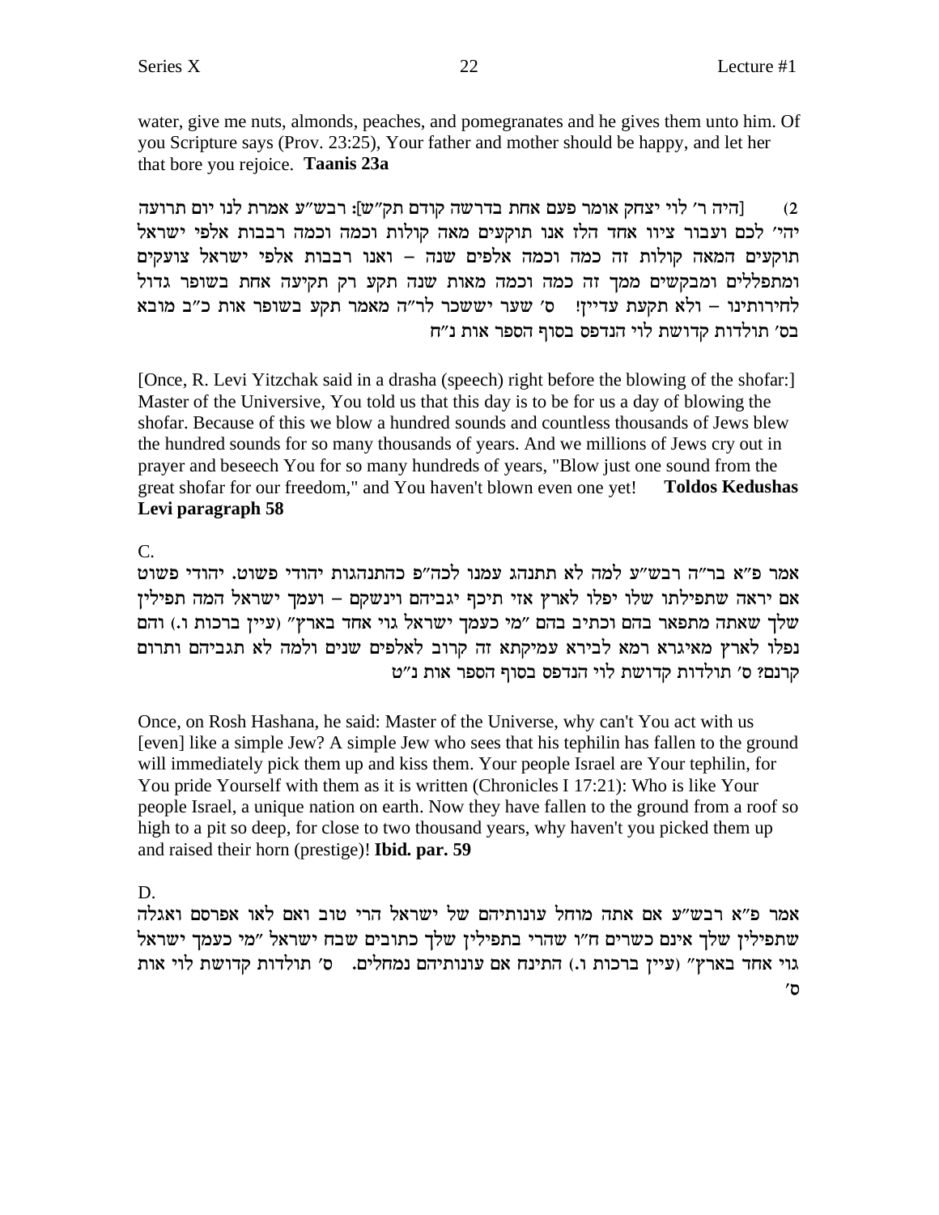water, give me nuts, almonds, peaches, and pomegranates and he gives them unto him. Of you Scripture says (Prov. 23:25), Your father and mother should be happy, and let her that bore you rejoice. **Taanis 23a**

2) [היה ר' לוי יצחק אומר פעם אחת בדרשה קודם תק"ש]: רבש"ע אמרת לנו יום תרועה יהי' לכם ועבור ציוו אחד הלז אנו תוקעים מאה קולות וכמה וכמה רבבות אלפי ישראל תוקעים המאה קולות זה כמה וכמה אלפים שנה – ואנו רבבות אלפי ישראל צועקים ומתפללים ומבקשים ממך זה כמה וכמה מאות שנה תקע רק תקיעה אחת בשופר גדול לחירותינו – ולא תקעת עדיין! ס' שער יששכר לר"ה מאמר תקע בשופר אות כ"ב מובא בס' תולדות קדושת לוי הנדפס בסוף הספר אות נ"ח

[Once, R. Levi Yitzchak said in a drasha (speech) right before the blowing of the shofar:] Master of the Universive, You told us that this day is to be for us a day of blowing the shofar. Because of this we blow a hundred sounds and countless thousands of Jews blew the hundred sounds for so many thousands of years. And we millions of Jews cry out in prayer and beseech You for so many hundreds of years, "Blow just one sound from the great shofar for our freedom," and You haven't blown even one yet! **Toldos Kedushas Levi paragraph 58**

C.

אמר פ"א בר"ה רבש"ע למה לא תתנהג עמנו לכה"פ כהתנהגות יהודי פשוט. יהודי פשוט אם יראה שתפילתו שלו יפלו לארץ אזי תיכף יגביהם וינשקם – ועמך ישראל המה תפילין שלך שאתה מתפאר בהם וכתיב בהם "מי כעמך ישראל גוי אחד בארץ" (עיין ברכות ו.) והם נפלו לארץ מאיגרא רמא לבירא עמיקתא זה קרוב לאלפים שנים ולמה לא תגביהם ותרום קרנם? ס' תולדות קדושת לוי הנדפס בסוף הספר אות נ"ט

Once, on Rosh Hashana, he said: Master of the Universe, why can't You act with us [even] like a simple Jew? A simple Jew who sees that his tephilin has fallen to the ground will immediately pick them up and kiss them. Your people Israel are Your tephilin, for You pride Yourself with them as it is written (Chronicles I 17:21): Who is like Your people Israel, a unique nation on earth. Now they have fallen to the ground from a roof so high to a pit so deep, for close to two thousand years, why haven't you picked them up and raised their horn (prestige)! **Ibid. par. 59**

D.

אמר פ"א רבש"ע אם אתה מוחל עונותיהם של ישראל הרי טוב ואם לאו אפרסם ואגלה שתפילין שלך אינם כשרים ח"ו שהרי בתפילין שלך כתובים שבח ישראל "מי כעמך ישראל גוי אחד בארץ" (עיין ברכות ו.) התינח אם עונותיהם נמחלים. ס' תולדות קדושת לוי אות ס'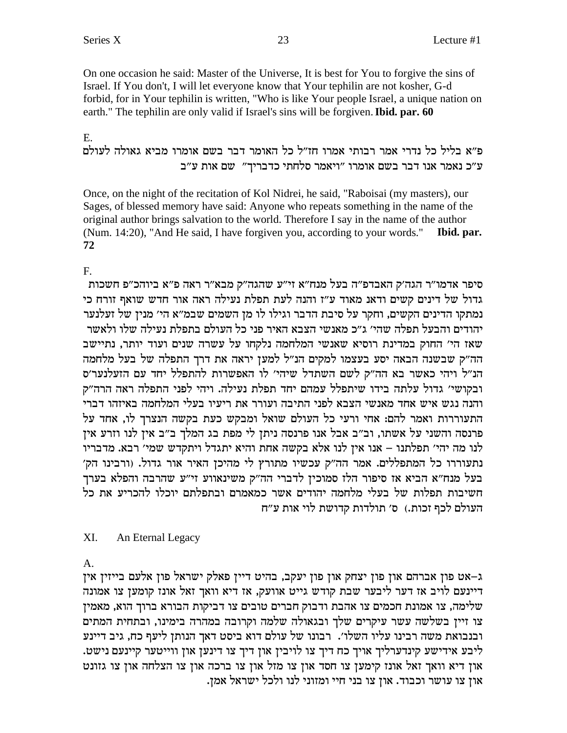On one occasion he said: Master of the Universe, It is best for You to forgive the sins of Israel. If You don't, I will let everyone know that Your tephilin are not kosher, G-d forbid, for in Your tephilin is written, "Who is like Your people Israel, a unique nation on earth." The tephilin are only valid if Israel's sins will be forgiven. **Ibid. par. 60**

E.

פ"א בליל כל נדרי אמר רבותי אמרו חז"ל כל האומר דבר בשם אומרו מביא גאולה לעולם ע"כ נאמר אנו דבר בשם אומרו "ויאמר סלחתי כדבריך" שם אות ע"ב

Once, on the night of the recitation of Kol Nidrei, he said, "Raboisai (my masters), our Sages, of blessed memory have said: Anyone who repeats something in the name of the original author brings salvation to the world. Therefore I say in the name of the author (Num. 14:20), "And He said, I have forgiven you, according to your words." **Ibid. par. 72**

F.

סיפר אדמו"ר הגה"ק האבדפ"ה בעל מנח"א זי"ע שהגה"ק מבא"ר ראה פ"א ביוהכ"פ חשכות גדול של דינים קשים ודאג מאוד ע"ז והנה לעת תפלת נעילה ראה אור חדש שואף זורח כי נמתקו הדינים הקשים, וחקר על סיבת הדבר וגילו לו מן השמים שבמ"א הי' מנין של זעלנער יהודים והבעל תפלה שהי' ג"כ מאנשי הצבא האיר פני כל העולם בתפלת נעילה שלו ולאשר שאז הי' החוק במדינת רוסיא שאנשי המלחמה נלקחו על עשרה שנים ועוד יותר, נתיישב הה"ק שבשנה הבאה יסע בעצמו למקים הנ"ל למען יראה את דרך התפלה של בעל מלחמה הנ"ל ויהי כאשר בא הה"ק לשם השתדל שיהי' לו האפשרות להתפלל יחד עם הזעלנער'ס ובקושי' גדול עלתה בידו שיתפלל עמהם יחד תפלת נעילה. ויהי לפני התפלה ראה הרה"ק והנה נגש איש אחד מאנשי הצבא לפני התיבה ועורר את ריעיו בעלי המלחמה באיזהו דברי התעוררות ואמר להם: אחי ורעי כל העולם שואל ומבקש כעת בקשה הנצרך לו, אחד על פרנסה והשני על אשתו, וב"ב אבל אנו פרנסה ניתן לי מפת בג המלך ב"ב כי אין לנו וזרע אין לנו מה יהי' תפלתנו – אנו אין לנו אלא בקשה אחת והיא יתגדל ויתקדש שמי' רבא. מדבריו נתעוררו כל המתפללים. אמר הה"ק עכשיו מתורץ לי מהיכן האיר אור גדול. (ורבינו הק' בעל מנח"א הביא אז סיפור הלז סמוכין לדברי הה"ק משינאווע זי"ע שהרבה והפלא בערך חשיבות תפלות של בעלי מלחמה יהודים אשר כמאמרם ובתפלתם יוכלו להכריע את כל העולם לכף זכות.) ס' תולדות קדושת לוי אות ע"ח

## XI. An Eternal Legacy

A.

ג–אט פון אברהם און פון יצחק און פון יעקב, בהיט דיין פאלק ישראל פון אלעם בייזין אין דיינעם לויב אז דער ליבער שבת קודש גייט אוועק, אז דיא וואך זאל אונז קומען צו אמונה שלימה, צו אמונת חכמים צו אהבת ודבוק חברים טובים צו דביקות הבורא ברוך הוא, מאמין צו זיין בשלשה עשר עיקרים שלך ובגאולה שלמה וקרובה במהרה בימינו, ובתחית המתים ובנבואת משה רבינו עליו השלו'. רבונו של עולם דוא ביסט דאך הנותן ליעף כח, גיב דיינע ליבע אידישע קינדערליך אויך כח דיך צו לויבין און דיך צו דינען און ווייטער קיינעם נישט. און דיא וואך זאל אונז קימען צו חסד און צו מזל און צו ברכה און צו הצלחה און צו גזונט און צו עושר וכבוד. און צו בני חיי ומזוני לנו ולכל ישראל אמן.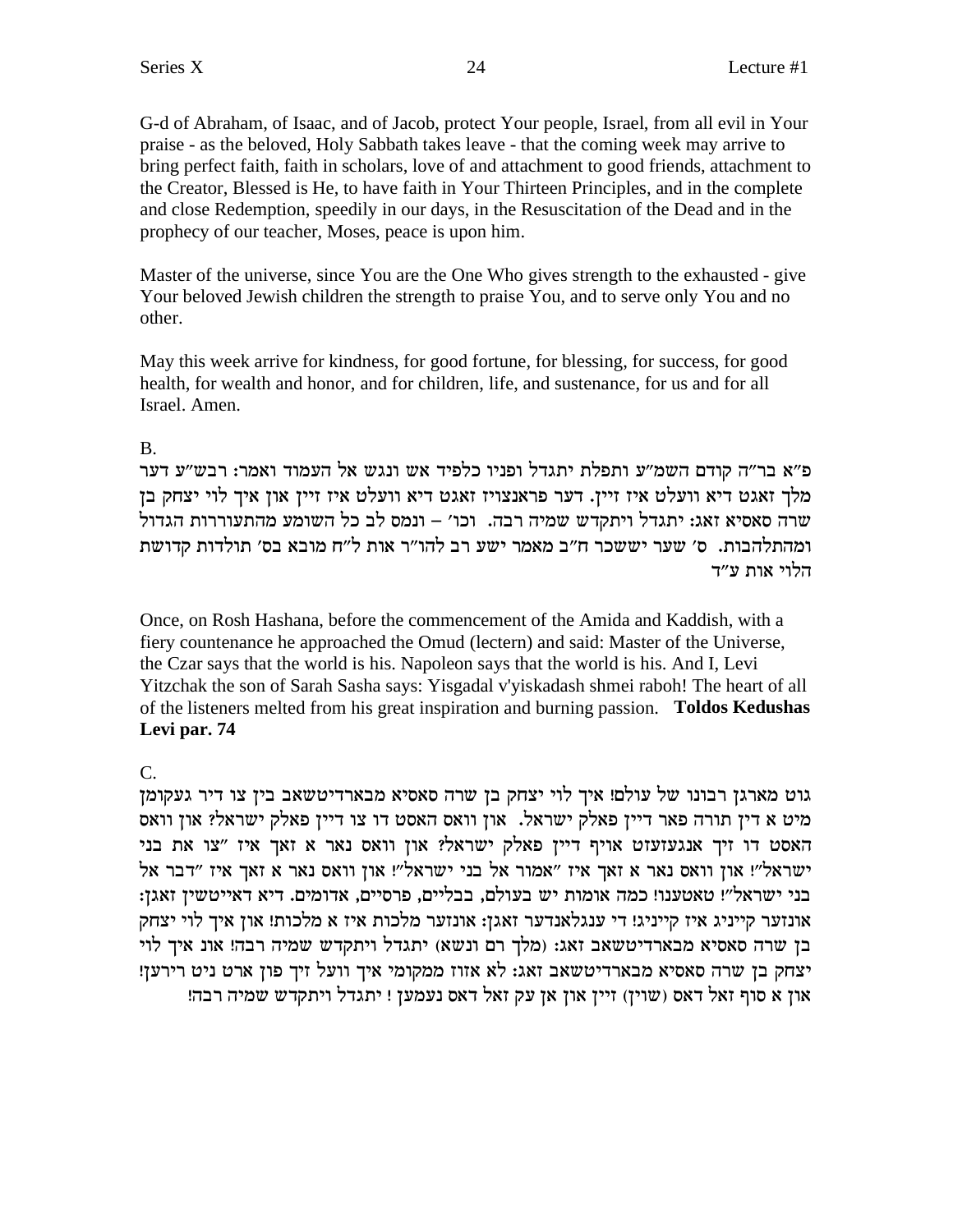G-d of Abraham, of Isaac, and of Jacob, protect Your people, Israel, from all evil in Your praise - as the beloved, Holy Sabbath takes leave - that the coming week may arrive to bring perfect faith, faith in scholars, love of and attachment to good friends, attachment to the Creator, Blessed is He, to have faith in Your Thirteen Principles, and in the complete and close Redemption, speedily in our days, in the Resuscitation of the Dead and in the prophecy of our teacher, Moses, peace is upon him.

Master of the universe, since You are the One Who gives strength to the exhausted - give Your beloved Jewish children the strength to praise You, and to serve only You and no other.

May this week arrive for kindness, for good fortune, for blessing, for success, for good health, for wealth and honor, and for children, life, and sustenance, for us and for all Israel. Amen.

B.

פ"א בר"ה קודם השמ"ע ותפלת יתגדל ופניו כלפיד אש ונגש אל העמוד ואמר: רבש"ע דער מלך זאגט דיא וועלט איז זיין. דער פראנצויז זאגט דיא וועלט איז זיין און איך לוי יצחק בן שרה סאסיא זאג: יתגדל ויתקדש שמיה רבה. וכו' – ונמס לב כל השומע מהתעוררות הגדול ומהתלהבות. ס' שער יששכר ח"ב מאמר ישע רב להו"ר אות ל"ח מובא בס' תולדות קדושת הלוי אות ע"ד

Once, on Rosh Hashana, before the commencement of the Amida and Kaddish, with a fiery countenance he approached the Omud (lectern) and said: Master of the Universe, the Czar says that the world is his. Napoleon says that the world is his. And I, Levi Yitzchak the son of Sarah Sasha says: Yisgadal v'yiskadash shmei raboh! The heart of all of the listeners melted from his great inspiration and burning passion. **Toldos Kedushas Levi par. 74**

C.

גוט מארגן רבונו של עולם! איך לוי יצחק בן שרה סאסיא מבארדיטשאב בין צו דיר געקומן מיט א דין תורה פאר דיין פאלק ישראל. און וואס האסט דו צו דיין פאלק ישראל? און וואס האסט דו זיך אנגעזעצט אויף דיין פאלק ישראל? און וואס נאר א זאך איז "צו את בני ישראל"! און וואס נאר א זאך איז "אמור אל בני ישראל"! און וואס נאר א זאך איז "דבר אל בני ישראל"! טאטענו! כמה אומות יש בעולם, בבליים, פרסיים, אדומים. דיא דייטשין זאגן: אונזער קייניג איז קייניג! די ענגלאנדער זאגן: אונזער מלכות איז א מלכות! און איך לוי יצחק בן שרה סאסיא מבארדיטשאב זאג: (מלך רם ונשא) יתגדל ויתקדש שמיה רבה! אונ איך לוי יצחק בן שרה סאסיא מבארדיטשאב זאג: לא אזוז ממקומי איך וועל זיך פון ארט ניט רירען! און א סוף זאל דאס (שוין) זיין און אן עק זאל דאס נעמען ! יתגדל ויתקדש שמיה רבה!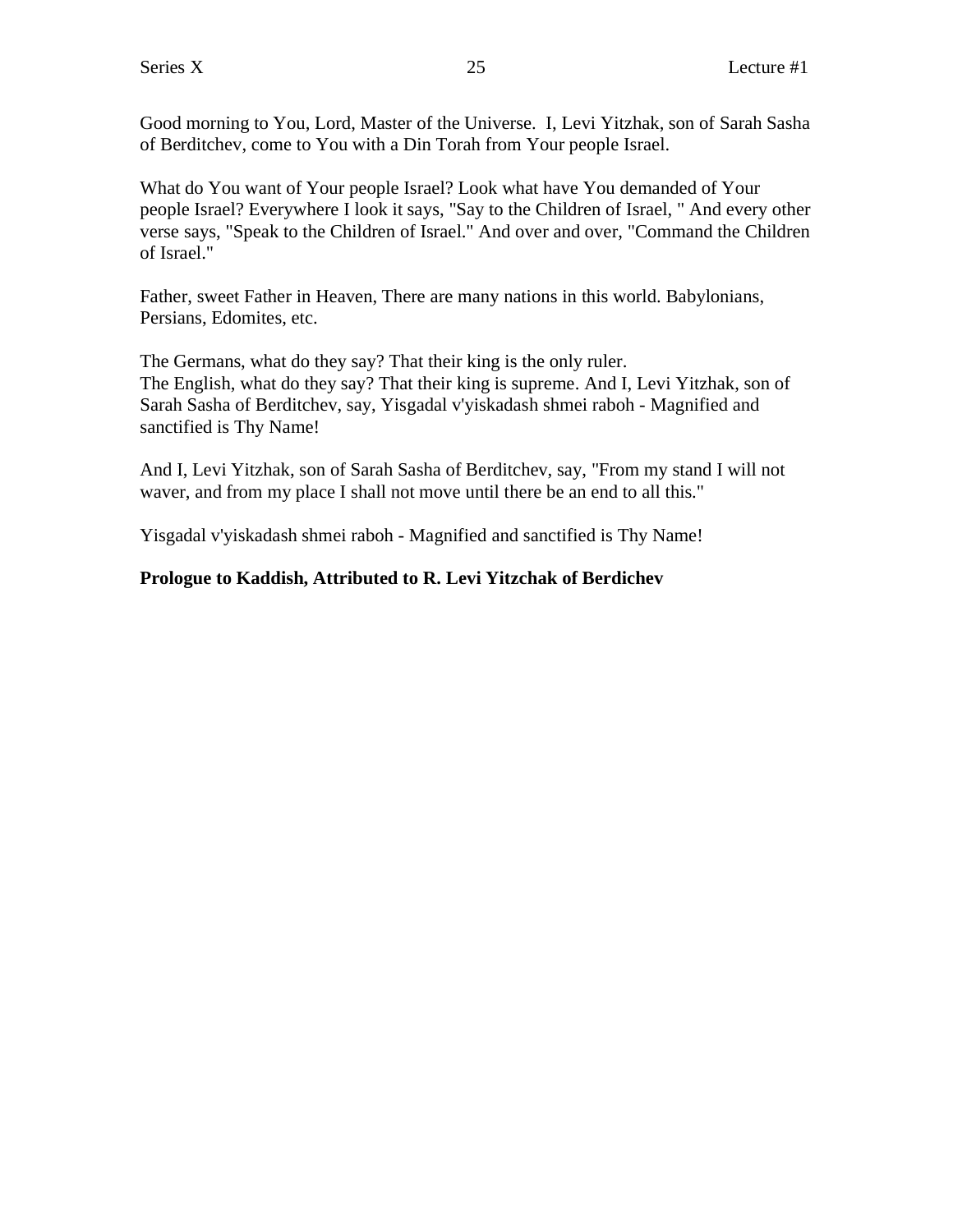Good morning to You, Lord, Master of the Universe. I, Levi Yitzhak, son of Sarah Sasha of Berditchev, come to You with a Din Torah from Your people Israel.

What do You want of Your people Israel? Look what have You demanded of Your people Israel? Everywhere I look it says, "Say to the Children of Israel, " And every other verse says, "Speak to the Children of Israel." And over and over, "Command the Children of Israel."

Father, sweet Father in Heaven, There are many nations in this world. Babylonians, Persians, Edomites, etc.

The Germans, what do they say? That their king is the only ruler.
The English, what do they say? That their king is supreme. And I, Levi Yitzhak, son of Sarah Sasha of Berditchev, say, Yisgadal v'yiskadash shmei raboh - Magnified and sanctified is Thy Name!

And I, Levi Yitzhak, son of Sarah Sasha of Berditchev, say, "From my stand I will not waver, and from my place I shall not move until there be an end to all this."

Yisgadal v'yiskadash shmei raboh - Magnified and sanctified is Thy Name!

**Prologue to Kaddish, Attributed to R. Levi Yitzchak of Berdichev**